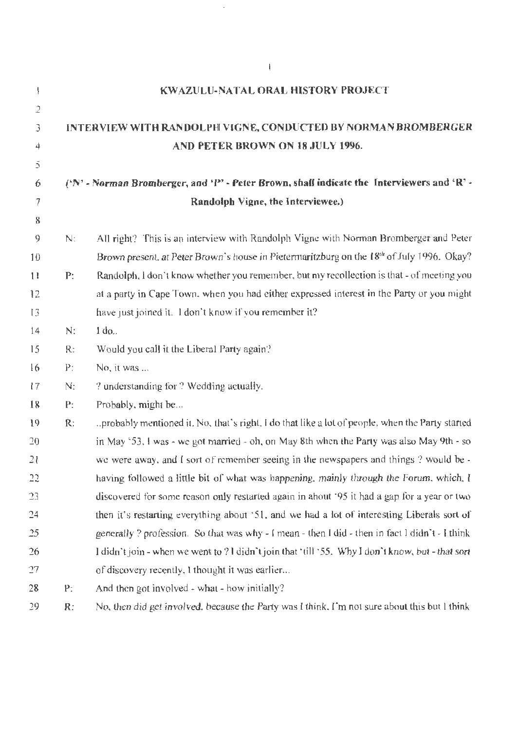# KWAZULU-NATAL ORAL HISTORY PROJECT

## INTERVIEW WITH RANDOLPH VIGNE, CONDUCTED BY NORMAN BROMBERGER AND PETER BROWN ON 18 JULY 1996.

**('N' - *Norman Bromberger*, and 'P' - *Peter Brown*, shall indicate the Interviewers and 'R' - Randolph Vigne, the Interviewee.)**

N: All right? This is an interview with Randolph Vigne with Norman Bromberger and Peter Brown present, at Peter Brown's house in Pietermaritzburg on the 18th of July 1996. Okay?

P: Randolph, I don't know whether you remember, but my recollection is that - of meeting you at a party in Cape Town, when you had either expressed interest in the Party or you might have just joined it. I don't know if you remember it?

N: I do..

R: Would you call it the Liberal Party again?

P: No, it was ...

N: ? understanding for ? Wedding actually.

P: Probably, might be...

R: ..probably mentioned it. No, that's right, I do that like a lot of people, when the Party started in May '53. I was - we got married - oh, on May 8th when the Party was also May 9th - so we were away, and I sort of remember seeing in the newspapers and things ? would be - having followed a little bit of what was happening, mainly through the Forum, which, I discovered for some reason only restarted again in about '95 it had a gap for a year or two then it's restarting everything about '51, and we had a lot of interesting Liberals sort of generally ? profession. So that was why - I mean - then I did - then in fact I didn't - I think I didn't join - when we went to ? I didn't join that 'till '55. Why I don't know, but - that sort of discovery recently, I thought it was earlier...

P: And then got involved - what - how initially?

R: No, then did get involved, because the Party was I think, I'm not sure about this but I think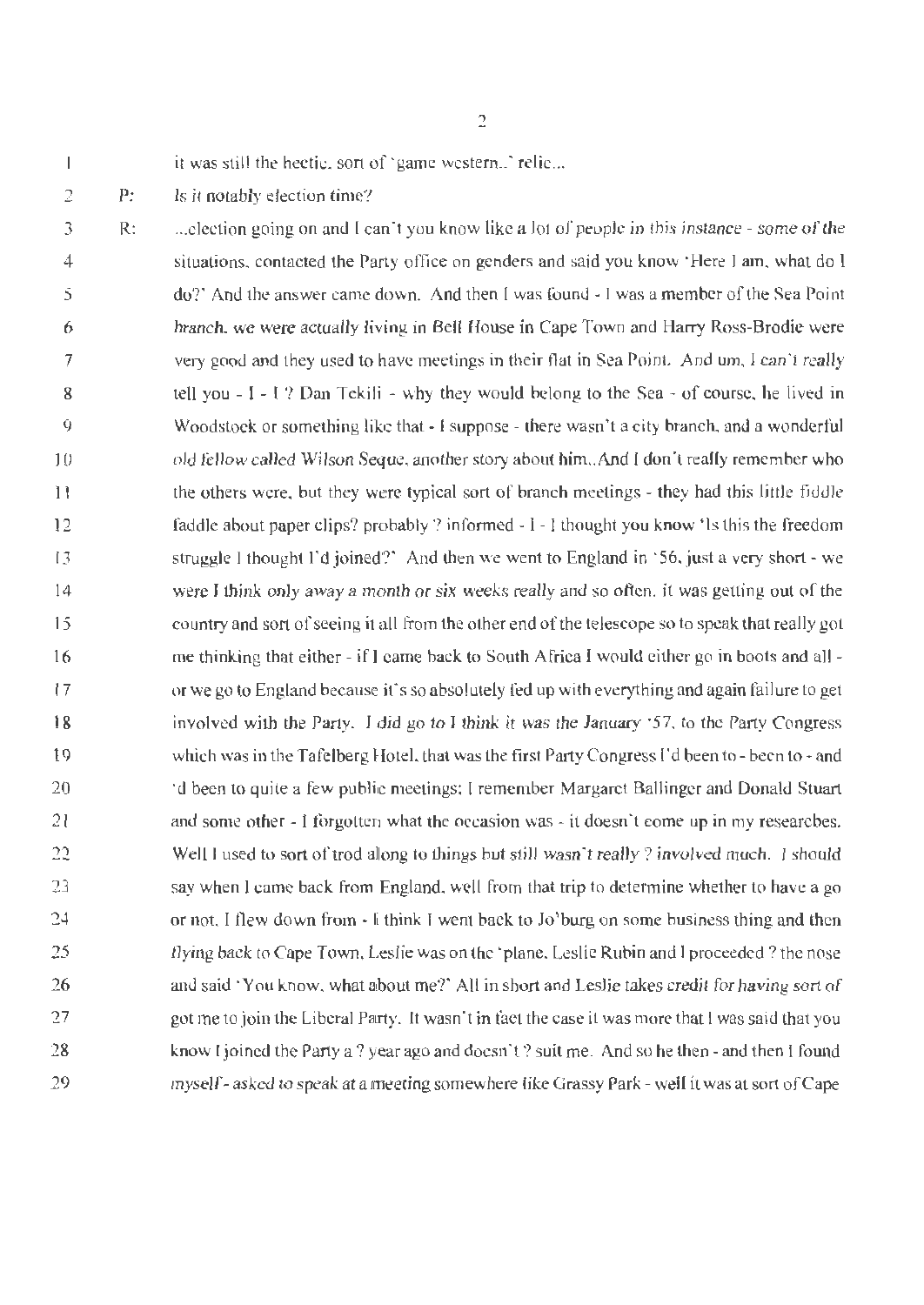it was still the hectic, sort of 'game western..' relic...

P: Is it notably election time?

R: ...election going on and I can't you know like a lot of people in this instance - some of the situations, contacted the Party office on genders and said you know 'Here I am, what do I do?' And the answer came down. And then I was found - I was a member of the Sea Point branch, we were actually living in Bell House in Cape Town and Harry Ross-Brodie were very good and they used to have meetings in their flat in Sea Point. And um, I can't really tell you - I - I ? Dan Tekili - why they would belong to the Sea - of course, he lived in Woodstock or something like that - I suppose - there wasn't a city branch, and a wonderful old fellow called Wilson Seque, another story about him..And I don't really remember who the others were, but they were typical sort of branch meetings - they had this little fiddle faddle about paper clips? probably ? informed - I - I thought you know 'Is this the freedom struggle I thought I'd joined?' And then we went to England in '56, just a very short - we were I think only away a month or six weeks really and so often, it was getting out of the country and sort of seeing it all from the other end of the telescope so to speak that really got me thinking that either - if I came back to South Africa I would either go in boots and all - or we go to England because it's so absolutely fed up with everything and again failure to get involved with the Party. I did go to I think it was the January '57, to the Party Congress which was in the Tafelberg Hotel, that was the first Party Congress I'd been to - been to - and 'd been to quite a few public meetings; I remember Margaret Ballinger and Donald Stuart and some other - I forgotten what the occasion was - it doesn't come up in my researches. Well I used to sort of trod along to things but still wasn't really ? involved much. I should say when I came back from England, well from that trip to determine whether to have a go or not, I flew down from - I think I went back to Jo'burg on some business thing and then flying back to Cape Town, Leslie was on the 'plane, Leslie Rubin and I proceeded ? the nose and said 'You know, what about me?' All in short and Leslie takes credit for having sort of got me to join the Liberal Party. It wasn't in fact the case it was more that I was said that you know I joined the Party a ? year ago and doesn't ? suit me. And so he then - and then I found myself - asked to speak at a meeting somewhere like Grassy Park - well it was at sort of Cape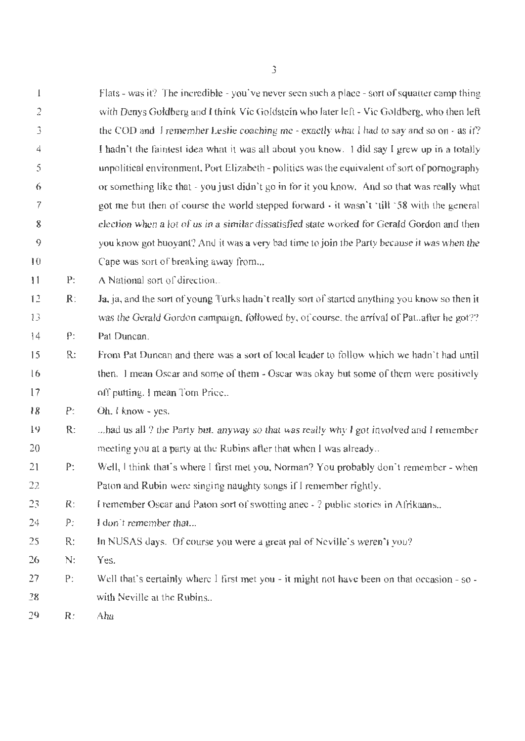1 Flats - was it? The incredible - you've never seen such a place - sort of squatter camp thing
2 with Denys Goldberg and I think Vic Goldstein who later left - Vic Goldberg, who then left
3 the COD and I remember Leslie coaching me - exactly what I had to say and so on - as if?
4 I hadn't the faintest idea what it was all about you know. I did say I grew up in a totally
5 unpolitical environment, Port Elizabeth - politics was the equivalent of sort of pornography
6 or something like that - you just didn't go in for it you know. And so that was really what
7 got me but then of course the world stepped forward - it wasn't 'till '58 with the general
8 election when a lot of us in a similar dissatisfied state worked for Gerald Gordon and then
9 you know got buoyant? And it was a very bad time to join the Party because it was when the
10 Cape was sort of breaking away from...

11 P: A National sort of direction..

12 R: Ja, ja, and the sort of young Turks hadn't really sort of started anything you know so then it
13 was the Gerald Gordon campaign, followed by, of course, the arrival of Pat..after he got??

14 P: Pat Duncan.

15 R: From Pat Duncan and there was a sort of local leader to follow which we hadn't had until
16 then. I mean Oscar and some of them - Oscar was okay but some of them were positively
17 off putting. I mean Tom Price..

18 P: Oh. I know - yes.

19 R: ...had us all ? the Party but. anyway so that was really why I got involved and I remember
20 meeting you at a party at the Rubins after that when I was already..

21 P: Well, I think that's where I first met you, Norman? You probably don't remember - when
22 Paton and Rubin were singing naughty songs if I remember rightly.

23 R: I remember Oscar and Paton sort of swotting anec - ? public stories in Afrikaans..

24 P: I don't remember that...

25 R: In NUSAS days. Of course you were a great pal of Neville's weren't you?

26 N: Yes.

27 P: Well that's certainly where I first met you - it might not have been on that occasion - so -
28 with Neville at the Rubins..

29 R: Aha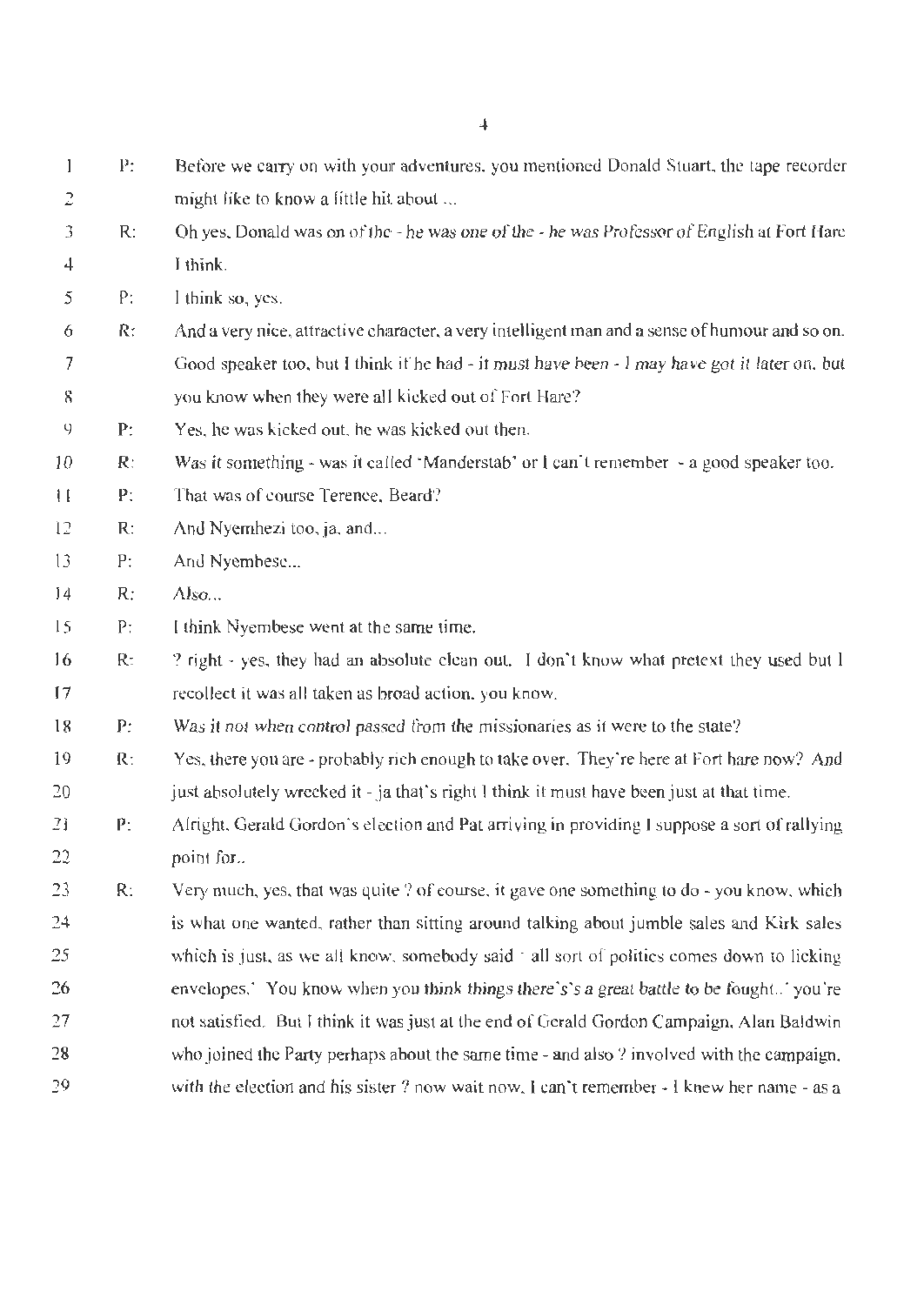P: Before we carry on with your adventures, you mentioned Donald Stuart, the tape recorder might like to know a little bit about ...

R: Oh yes, Donald was on of the - he was one of the - he was Professor of English at Fort Hare I think.

P: I think so, yes.

R: And a very nice, attractive character, a very intelligent man and a sense of humour and so on. Good speaker too, but I think if he had - it must have been - I may have got it later on, but you know when they were all kicked out of Fort Hare?

P: Yes, he was kicked out, he was kicked out then.

R: Was it something - was it called 'Manderstab' or I can't remember - a good speaker too.

P: That was of course Terence, Beard?

R: And Nyemhezi too, ja, and...

P: And Nyembese...

R: Also...

P: I think Nyembese went at the same time.

R: ? right - yes, they had an absolute clean out. I don't know what pretext they used but I recollect it was all taken as broad action, you know.

P: Was it not when control passed from the missionaries as it were to the state?

R: Yes, there you are - probably rich enough to take over. They're here at Fort hare now? And just absolutely wrecked it - ja that's right I think it must have been just at that time.

P: Alright, Gerald Gordon's election and Pat arriving in providing I suppose a sort of rallying point for..

R: Very much, yes, that was quite ? of course, it gave one something to do - you know, which is what one wanted, rather than sitting around talking about jumble sales and Kirk sales which is just, as we all know, somebody said ' all sort of politics comes down to licking envelopes.' You know when you think things there's's a great battle to be fought..' you're not satisfied. But I think it was just at the end of Gerald Gordon Campaign, Alan Baldwin who joined the Party perhaps about the same time - and also ? involved with the campaign, with the election and his sister ? now wait now, I can't remember - I knew her name - as a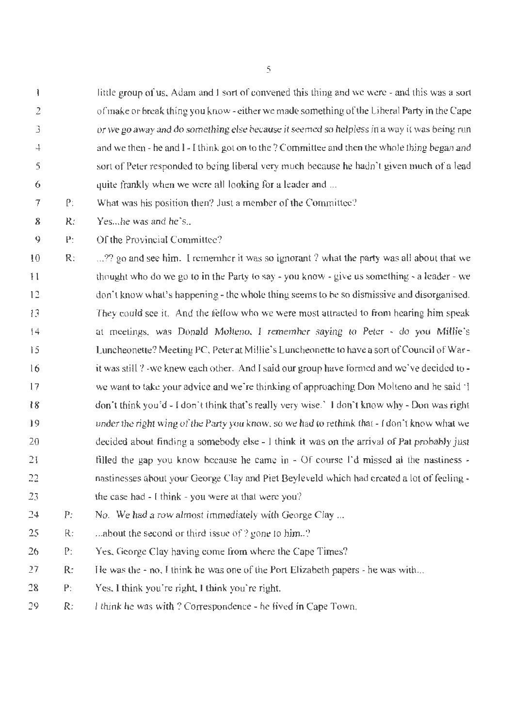| | | |
|---|---|---|
| 1 | | little group of us. Adam and I sort of convened this thing and we were - and this was a sort |
| 2 | | of make or break thing you know - either we made something of the Liberal Party in the Cape |
| 3 | | or we go away and do something else because it seemed so helpless in a way it was being run |
| 4 | | and we then - he and I - I think got on to the ? Committee and then the whole thing began and |
| 5 | | sort of Peter responded to being liberal very much because he hadn't given much of a lead |
| 6 | | quite frankly when we were all looking for a leader and ... |
| 7 | P: | What was his position then? Just a member of the Committee? |
| 8 | R: | Yes...he was and he's.. |
| 9 | P: | Of the Provincial Committee? |
| 10 | R: | ...?? go and see him. I remember it was so ignorant ? what the party was all about that we |
| 11 | | thought who do we go to in the Party to say - you know - give us something - a leader - we |
| 12 | | don't know what's happening - the whole thing seems to be so dismissive and disorganised. |
| 13 | | They could see it. And the fellow who we were most attracted to from hearing him speak |
| 14 | | at meetings, was Donald Molteno. I remember saying to Peter - do you Millie's |
| 15 | | Luncheonette? Meeting PC, Peter at Millie's Luncheonette to have a sort of Council of War - |
| 16 | | it was still ? -we knew each other. And I said our group have formed and we've decided to - |
| 17 | | we want to take your advice and we're thinking of approaching Don Molteno and he said 'I |
| 18 | | don't think you'd - I don't think that's really very wise.' I don't know why - Don was right |
| 19 | | under the right wing of the Party you know, so we had to rethink that - I don't know what we |
| 20 | | decided about finding a somebody else - I think it was on the arrival of Pat probably just |
| 21 | | filled the gap you know because he came in - Of course I'd missed al the nastiness - |
| 22 | | nastinesses about your George Clay and Piet Beyleveld which had created a lot of feeling - |
| 23 | | the case had - I think - you were at that were you? |
| 24 | P: | No. We had a row almost immediately with George Clay ... |
| 25 | R: | ...about the second or third issue of ? gone to him..? |
| 26 | P: | Yes, George Clay having come from where the Cape Times? |
| 27 | R: | He was the - no, I think he was one of the Port Elizabeth papers - he was with... |
| 28 | P: | Yes, I think you're right, I think you're right. |
| 29 | R: | I think he was with ? Correspondence - he lived in Cape Town. |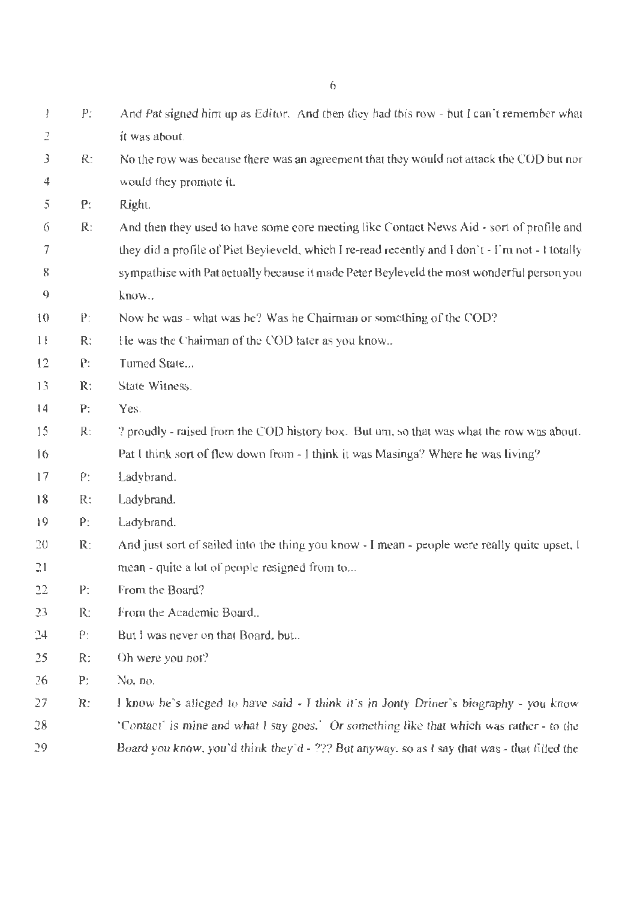P: And Pat signed him up as Editor. And then they had this row - but I can't remember what it was about.

R: No the row was because there was an agreement that they would not attack the COD but nor would they promote it.

P: Right.

R: And then they used to have some core meeting like Contact News Aid - sort of profile and they did a profile of Piet Beyleveld, which I re-read recently and I don't - I'm not - I totally sympathise with Pat actually because it made Peter Beyleveld the most wonderful person you know..

P: Now he was - what was he? Was he Chairman or something of the COD?

R: He was the Chairman of the COD later as you know..

P: Turned State...

R: State Witness.

P: Yes.

R: ? proudly - raised from the COD history box. But um, so that was what the row was about. Pat I think sort of flew down from - I think it was Masinga? Where he was living?

P: Ladybrand.

R: Ladybrand.

P: Ladybrand.

R: And just sort of sailed into the thing you know - I mean - people were really quite upset, I mean - quite a lot of people resigned from to...

P: From the Board?

R: From the Academic Board..

P: But I was never on that Board, but..

R: Oh were you not?

P: No, no.

R: *I know he's alleged to have said - I think it's in Jonty Driner's biography - you know 'Contact' is mine and what I say goes.' Or something like that which was rather - to the Board you know, you'd think they'd - ??? But anyway, so as I say that was - that filled the*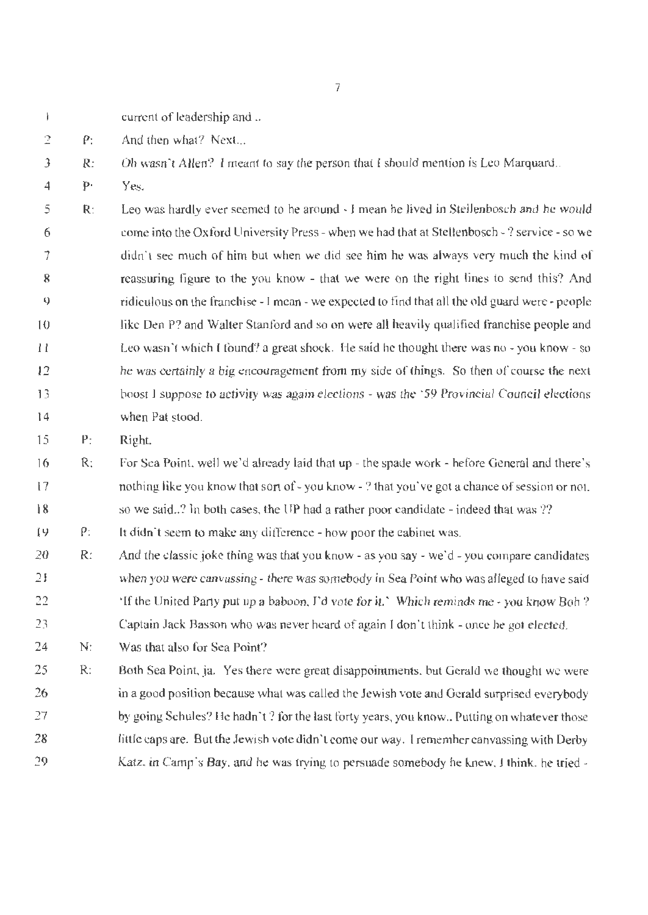current of leadership and ..

P: And then what? Next...

R: Oh wasn't Allen? I meant to say the person that I should mention is Leo Marquard..

P: Yes.

R: Leo was hardly ever seemed to be around - I mean he lived in Stellenbosch and he would come into the Oxford University Press - when we had that at Stellenbosch - ? service - so we didn't see much of him but when we did see him he was always very much the kind of reassuring figure to the you know - that we were on the right lines to send this? And ridiculous on the franchise - I mean - we expected to find that all the old guard were - people like Den P? and Walter Stanford and so on were all heavily qualified franchise people and Leo wasn't which I found? a great shock. He said he thought there was no - you know - so he was certainly a big encouragement from my side of things. So then of course the next boost I suppose to activity was again elections - was the '59 Provincial Council elections when Pat stood.

P: Right.

R: For Sea Point, well we'd already laid that up - the spade work - before General and there's nothing like you know that sort of - you know - ? that you've got a chance of session or not, so we said..? In both cases, the UP had a rather poor candidate - indeed that was ??

P: It didn't seem to make any difference - how poor the cabinet was.

R: And the classic joke thing was that you know - as you say - we'd - you compare candidates when you were canvassing - there was somebody in Sea Point who was alleged to have said 'If the United Party put up a baboon, I'd vote for it.' Which reminds me - you know Bob ? Captain Jack Basson who was never heard of again I don't think - once he got elected.

N: Was that also for Sea Point?

R: Both Sea Point, ja. Yes there were great disappointments, but Gerald we thought we were in a good position because what was called the Jewish vote and Gerald surprised everybody by going Schules? He hadn't ? for the last forty years, you know.. Putting on whatever those little caps are. But the Jewish vote didn't come our way. I remember canvassing with Derby Katz. in Camp's Bay, and he was trying to persuade somebody he knew, I think, he tried -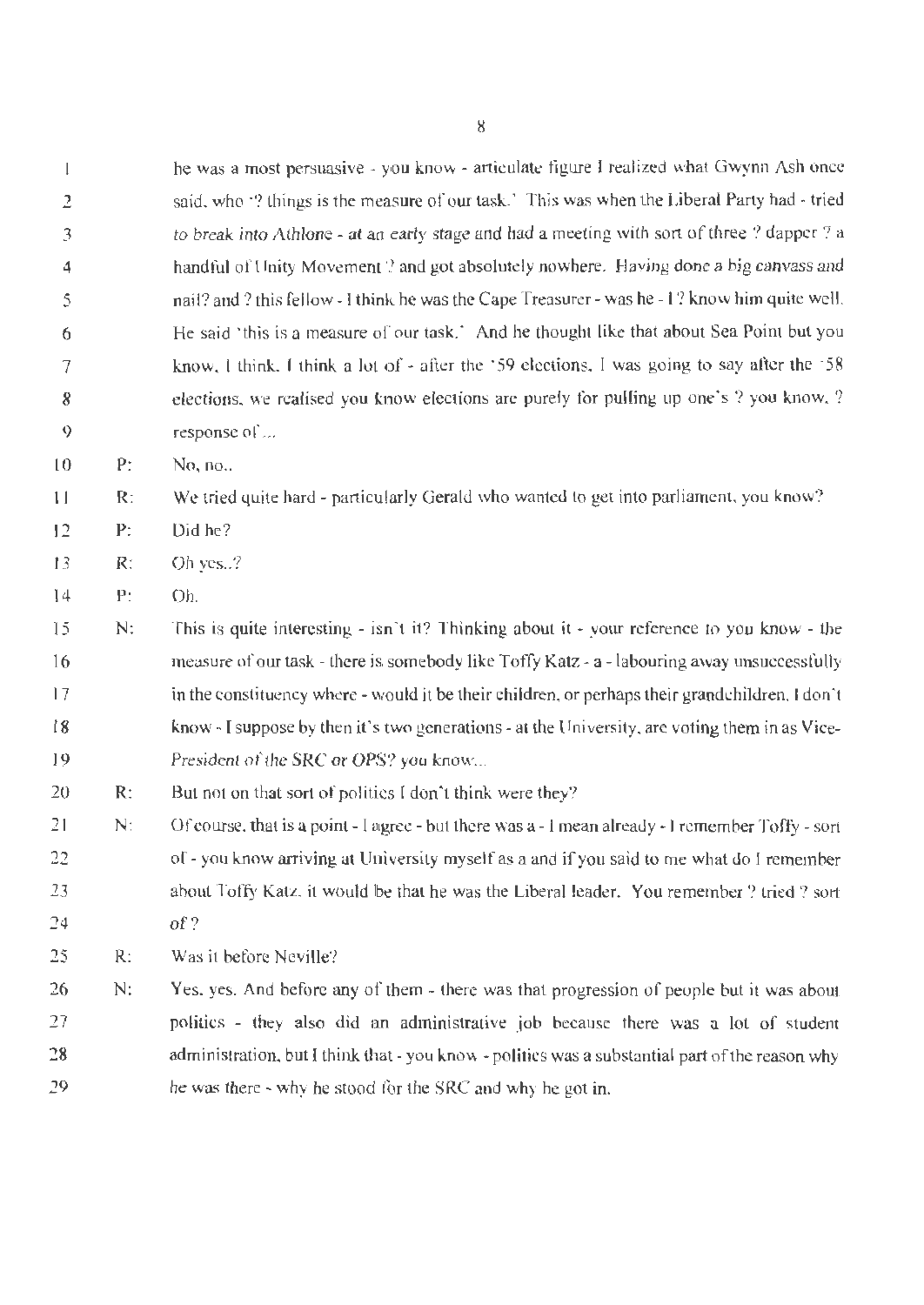he was a most persuasive - you know - articulate figure I realized what Gwynn Ash once said, who '? things is the measure of our task.' This was when the Liberal Party had - tried to break into Athlone - at an early stage and had a meeting with sort of three ? dapper ? a handful of Unity Movement ? and got absolutely nowhere. Having done a big canvass and nail? and ? this fellow - I think he was the Cape Treasurer - was he - I ? know him quite well. He said 'this is a measure of our task.' And he thought like that about Sea Point but you know, I think, I think a lot of - after the '59 elections, I was going to say after the '58 elections, we realised you know elections are purely for pulling up one's ? you know, ? response of ...

P: No, no..

R: We tried quite hard - particularly Gerald who wanted to get into parliament, you know?

P: Did he?

R: Oh yes..?

P: Oh.

N: This is quite interesting - isn't it? Thinking about it - your reference to you know - the measure of our task - there is somebody like Toffy Katz - a - labouring away unsuccessfully in the constituency where - would it be their children, or perhaps their grandchildren, I don't know - I suppose by then it's two generations - at the University, are voting them in as Vice-President of the SRC or OPS? you know...

R: But not on that sort of politics I don't think were they?

N: Of course, that is a point - I agree - but there was a - I mean already - I remember Toffy - sort of - you know arriving at University myself as a and if you said to me what do I remember about Toffy Katz, it would be that he was the Liberal leader. You remember ? tried ? sort of ?

R: Was it before Neville?

N: Yes, yes. And before any of them - there was that progression of people but it was about politics - they also did an administrative job because there was a lot of student administration, but I think that - you know - politics was a substantial part of the reason why he was there - why he stood for the SRC and why he got in.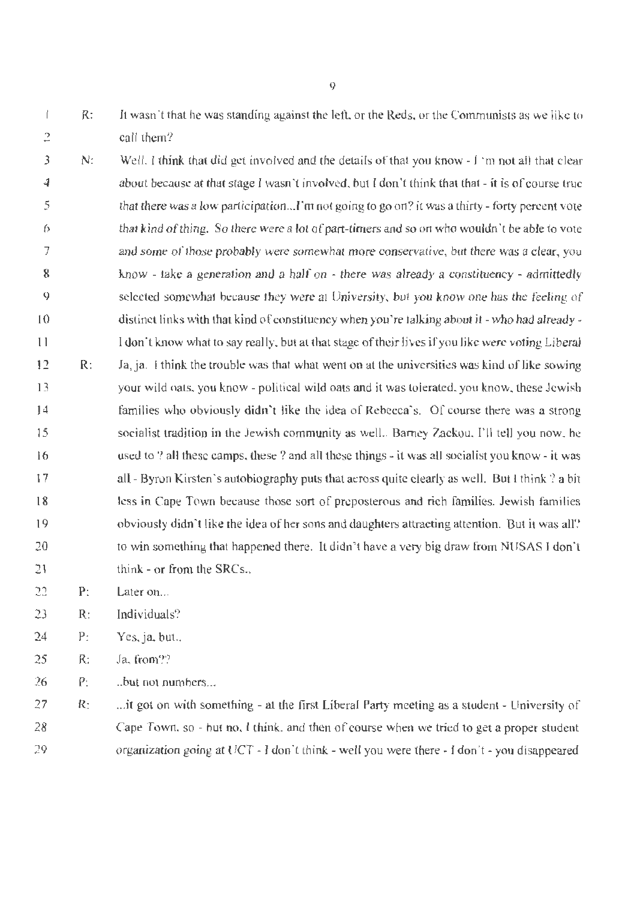R: It wasn't that he was standing against the left, or the Reds, or the Communists as we like to call them?

N: Well, I think that did get involved and the details of that you know - I'm not all that clear about because at that stage I wasn't involved, but I don't think that that - it is of course true that there was a low participation...I'm not going to go on? it was a thirty - forty percent vote that kind of thing. So there were a lot of part-timers and so on who wouldn't be able to vote and some of those probably were somewhat more conservative, but there was a clear, you know - take a generation and a half on - there was already a constituency - admittedly selected somewhat because they were at University, but you know one has the feeling of distinct links with that kind of constituency when you're talking about it - who had already - I don't know what to say really, but at that stage of their lives if you like were voting Liberal

R: Ja, ja. I think the trouble was that what went on at the universities was kind of like sowing your wild oats, you know - political wild oats and it was tolerated, you know, these Jewish families who obviously didn't like the idea of Rebecca's. Of course there was a strong socialist tradition in the Jewish community as well.. Barney Zackou, I'll tell you now, he used to ? all these camps, these ? and all these things - it was all socialist you know - it was all - Byron Kirsten's autobiography puts that across quite clearly as well. But I think ? a bit less in Cape Town because those sort of preposterous and rich families. Jewish families obviously didn't like the idea of her sons and daughters attracting attention. But it was all? to win something that happened there. It didn't have a very big draw from NUSAS I don't think - or from the SRCs..

P: Later on...

R: Individuals?

P: Yes, ja, but..

R: Ja, from??

P: ..but not numbers...

R: ...it got on with something - at the first Liberal Party meeting as a student - University of Cape Town, so - but no, I think, and then of course when we tried to get a proper student organization going at UCT - I don't think - well you were there - I don't - you disappeared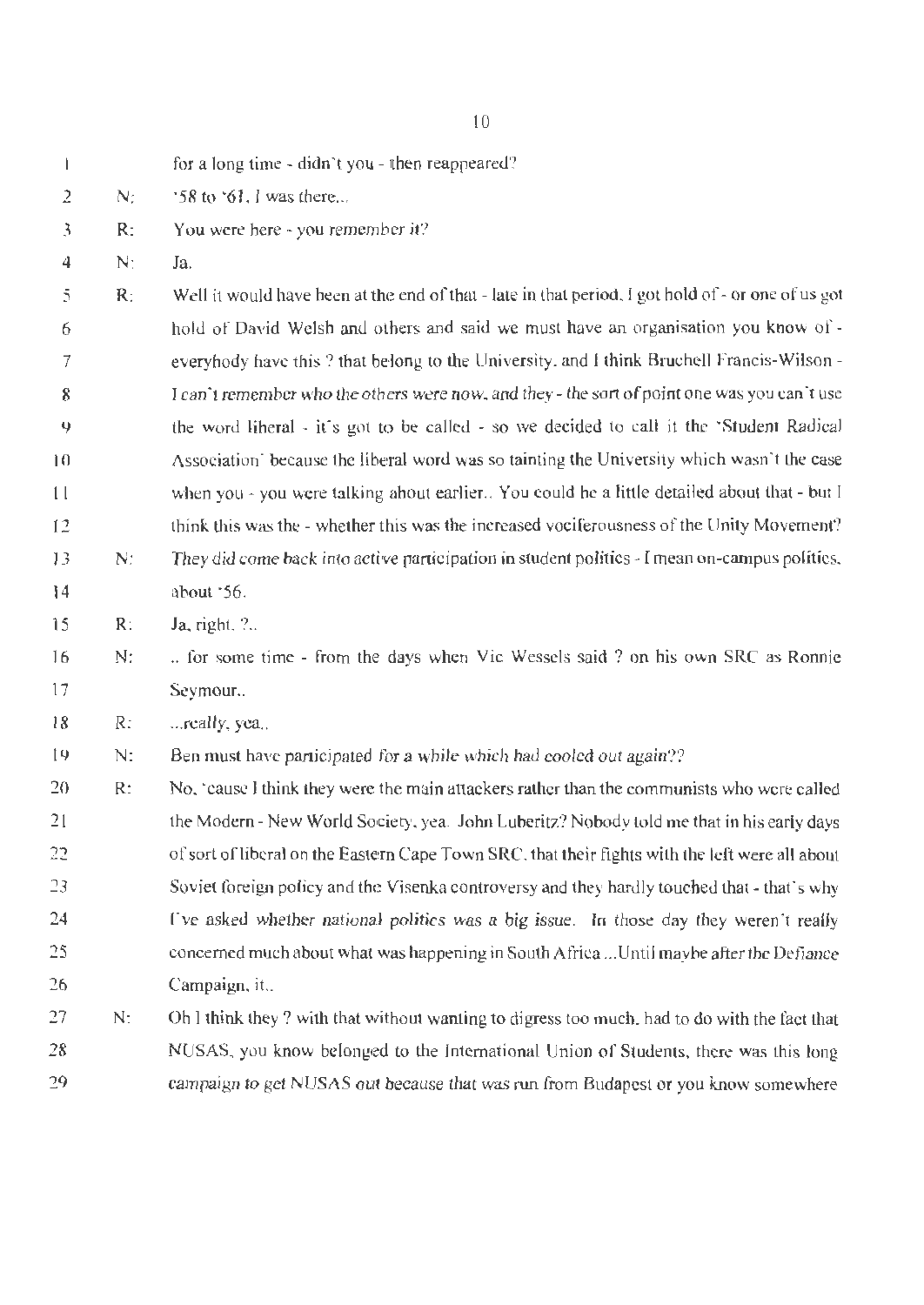for a long time - didn't you - then reappeared?

N: '58 to '61, I was there...

R: You were here - you remember it?

N: Ja.

R: Well it would have been at the end of that - late in that period. I got hold of - or one of us got hold of David Welsh and others and said we must have an organisation you know of - everybody have this ? that belong to the University, and I think Bruchell Francis-Wilson - I can't remember who the others were now, and they - the sort of point one was you can't use the word liberal - it's got to be called - so we decided to call it the 'Student Radical Association' because the liberal word was so tainting the University which wasn't the case when you - you were talking about earlier.. You could be a little detailed about that - but I think this was the - whether this was the increased vociferousness of the Unity Movement?

N: They did come back into active participation in student politics - I mean on-campus politics, about '56.

R: Ja, right. ?..

N: .. for some time - from the days when Vic Wessels said ? on his own SRC as Ronnie Seymour..

R: ...really, yea..

N: Ben must have participated for a while which had cooled out again??

R: No, 'cause I think they were the main attackers rather than the communists who were called the Modern - New World Society, yea. John Luberitz? Nobody told me that in his early days of sort of liberal on the Eastern Cape Town SRC, that their fights with the left were all about Soviet foreign policy and the Visenka controversy and they hardly touched that - that's why I've asked whether national politics was a big issue. In those day they weren't really concerned much about what was happening in South Africa ...Until maybe after the Defiance Campaign, it..

N: Oh I think they ? with that without wanting to digress too much, had to do with the fact that NUSAS, you know belonged to the International Union of Students, there was this long campaign to get NUSAS out because that was run from Budapest or you know somewhere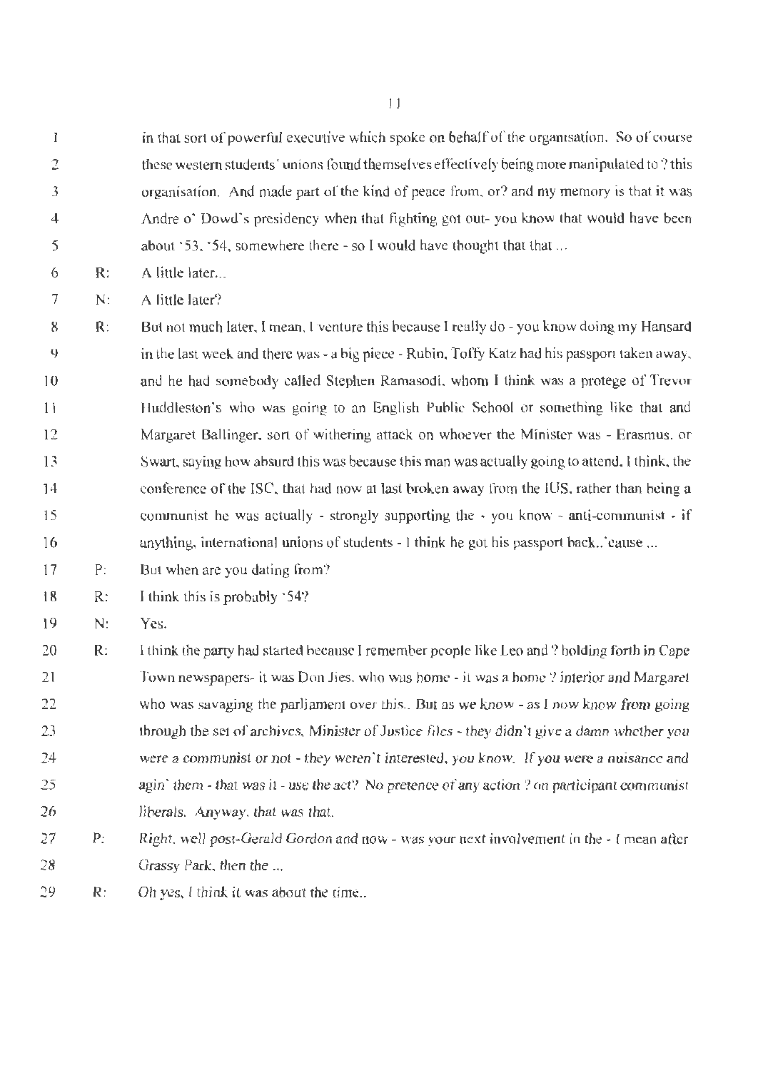in that sort of powerful executive which spoke on behalf of the organisation. So of course these western students' unions found themselves effectively being more manipulated to ? this organisation. And made part of the kind of peace from, or? and my memory is that it was Andre o' Dowd's presidency when that fighting got out- you know that would have been about '53, '54, somewhere there - so I would have thought that that ...

R: A little later...

N: A little later?

R: But not much later, I mean, I venture this because I really do - you know doing my Hansard in the last week and there was - a big piece - Rubin, Toffy Katz had his passport taken away, and he had somebody called Stephen Ramasodi, whom I think was a protege of Trevor Huddleston's who was going to an English Public School or something like that and Margaret Ballinger, sort of withering attack on whoever the Minister was - Erasmus, or Swart, saying how absurd this was because this man was actually going to attend, I think, the conference of the ISC, that had now at last broken away from the IUS, rather than being a communist he was actually - strongly supporting the - you know - anti-communist - if anything, international unions of students - I think he got his passport back..'cause ...

P: But when are you dating from?

R: I think this is probably '54?

N: Yes.

R: I think the party had started because I remember people like Leo and ? holding forth in Cape Town newspapers- it was Don Jies, who was home - it was a home ? interior and Margaret who was savaging the parliament over this.. But as we know - as I now know from going through the set of archives, Minister of Justice files - they didn't give a damn whether you were a communist or not - they weren't interested, you know. If you were a nuisance and agin' them - that was it - use the act? No pretence of any action ? on participant communist liberals. Anyway, that was that.

P: Right, well post-Gerald Gordon and now - was your next involvement in the - I mean after Grassy Park, then the ...

R: Oh yes, I think it was about the time..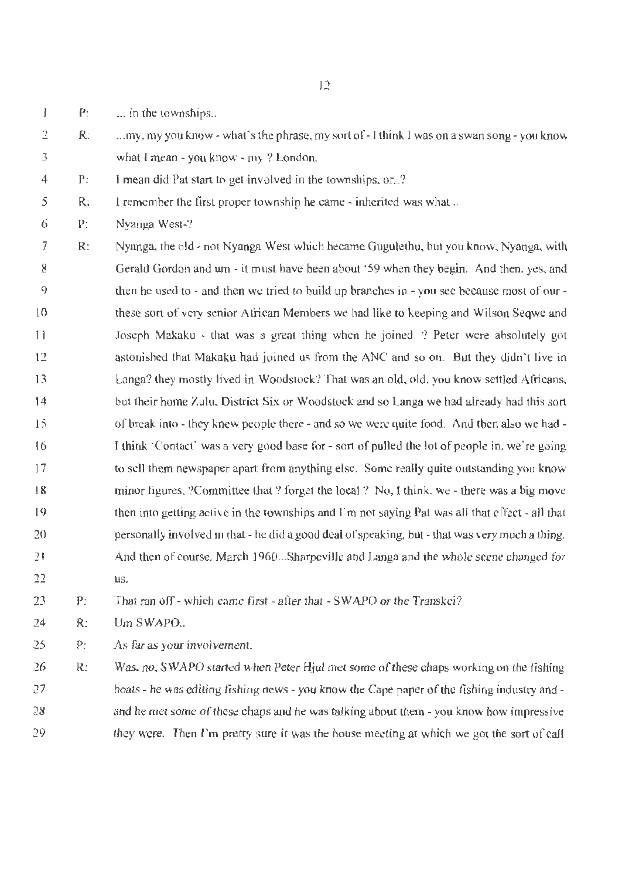P: ... in the townships..

R: ...my, my you know - what's the phrase, my sort of - I think I was on a swan song - you know what I mean - you know - my ? London.

P: I mean did Pat start to get involved in the townships, or..?

R: I remember the first proper township he came - inherited was what ..

P: Nyanga West-?

R: Nyanga, the old - not Nyanga West which became Gugulethu, but you know, Nyanga, with Gerald Gordon and um - it must have been about '59 when they begin. And then, yes, and then he used to - and then we tried to build up branches in - you see because most of our - these sort of very senior African Members we had like to keeping and Wilson Seqwe and Joseph Makaku - that was a great thing when he joined. ? Peter were absolutely got astonished that Makaku had joined us from the ANC and so on. But they didn't live in Langa? they mostly lived in Woodstock? That was an old, old, you know settled Africans, but their home Zulu, District Six or Woodstock and so Langa we had already had this sort of break into - they knew people there - and so we were quite food. And then also we had - I think 'Contact' was a very good base for - sort of pulled the lot of people in, we're going to sell them newspaper apart from anything else. Some really quite outstanding you know minor figures, ?Committee that ? forget the local ? No, I think, we - there was a big move then into getting active in the townships and I'm not saying Pat was all that effect - all that personally involved in that - he did a good deal of speaking, but - that was very much a thing. And then of course, March 1960...Sharpeville and Langa and the whole scene changed for us.

P: *That ran off - which came first - after that - SWAPO or the Transkei?*

R: Um SWAPO..

P: *As far as your involvement.*

R: *Was, no, SWAPO started when Peter Hjul met some of these chaps working on the fishing boats - he was editing fishing news - you know the Cape paper of the fishing industry and - and he met some of these chaps and he was talking about them - you know how impressive they were. Then I'm pretty sure it was the house meeting at which we got the sort of call*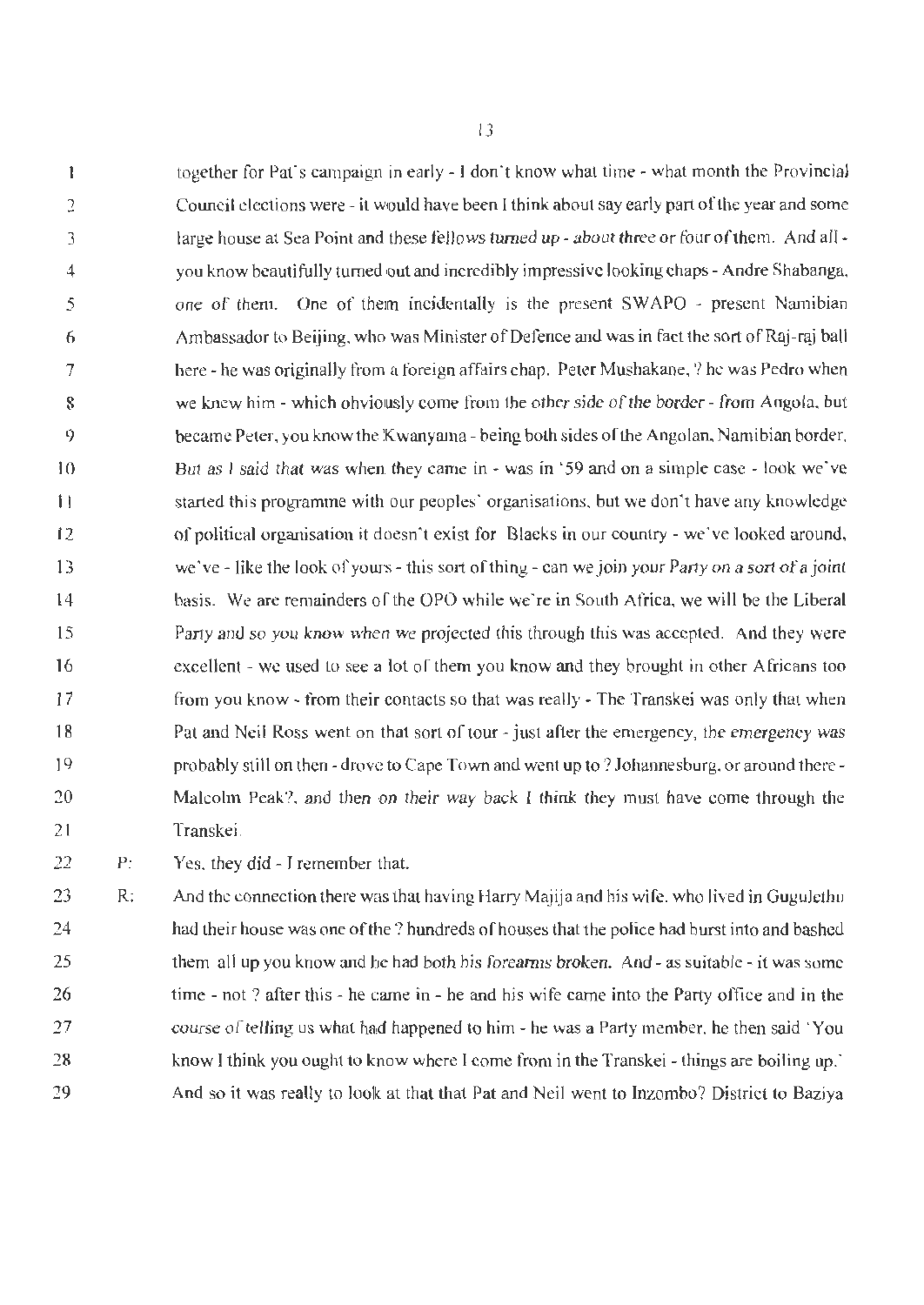together for Pat's campaign in early - I don't know what time - what month the Provincial Council elections were - it would have been I think about say early part of the year and some large house at Sea Point and these fellows turned up - about three or four of them. And all - you know beautifully turned out and incredibly impressive looking chaps - Andre Shabanga, one of them. One of them incidentally is the present SWAPO - present Namibian Ambassador to Beijing, who was Minister of Defence and was in fact the sort of Raj-raj ball here - he was originally from a foreign affairs chap. Peter Mushakane, ? he was Pedro when we knew him - which obviously come from the other side of the border - from Angola, but became Peter, you know the Kwanyama - being both sides of the Angolan, Namibian border. But as I said that was when they came in - was in '59 and on a simple case - look we've started this programme with our peoples' organisations, but we don't have any knowledge of political organisation it doesn't exist for Blacks in our country - we've looked around, we've - like the look of yours - this sort of thing - can we join your Party on a sort of a joint basis. We are remainders of the OPO while we're in South Africa, we will be the Liberal Party and so you know when we projected this through this was accepted. And they were excellent - we used to see a lot of them you know and they brought in other Africans too from you know - from their contacts so that was really - The Transkei was only that when Pat and Neil Ross went on that sort of tour - just after the emergency, the emergency was probably still on then - drove to Cape Town and went up to ? Johannesburg, or around there - Malcolm Peak?, and then on their way back I think they must have come through the Transkei.

P: Yes, they did - I remember that.

R: And the connection there was that having Harry Majija and his wife, who lived in Guguletlu had their house was one of the ? hundreds of houses that the police had burst into and bashed them all up you know and he had both his forearms broken. And - as suitable - it was some time - not ? after this - he came in - he and his wife came into the Party office and in the course of telling us what had happened to him - he was a Party member, he then said 'You know I think you ought to know where I come from in the Transkei - things are boiling up.' And so it was really to look at that that Pat and Neil went to Inzombo? District to Baziya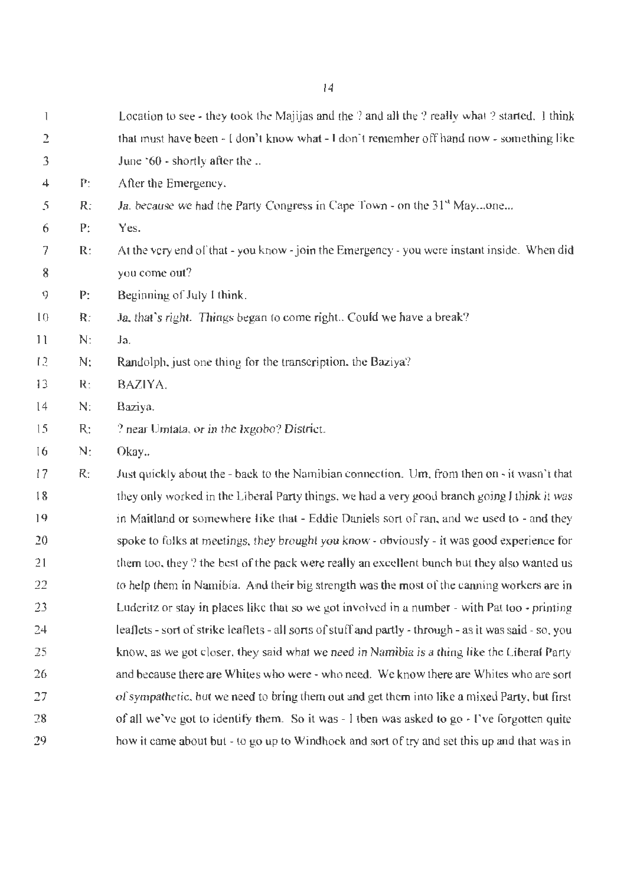Location to see - they took the Majijas and the ? and all the ? really what ? started. I think that must have been - I don't know what - I don't remember off hand now - something like June '60 - shortly after the ..

P: After the Emergency.

R: *Ja, because* we had the Party Congress in Cape Town - on the 31[st] May...one...

P: Yes.

R: At the very end of that - you know - join the Emergency - you were instant inside. When did you come out?

P: Beginning of July I think.

R: *Ja, that's right. Things* began to come right.. Could we have a break?

N: Ja.

N: Randolph, just one thing for the transcription, the Baziya?

R: BAZIYA.

N: Baziya.

R: ? near Umtata, *or in the Ixgobo? District.*

N: Okay..

R: Just quickly about the - back to the Namibian connection. Um, from then on - it wasn't that they only worked in the Liberal Party things, we had a very good branch going *I think it was* in Maitland or somewhere like that - Eddie Daniels sort of ran, and we used to - and they spoke to folks at meetings, *they brought you know* - obviously - it was good experience for them too, they ? the best of the pack were really an excellent bunch but they also wanted us to help them in Namibia. And their big strength was the most of the canning workers are in Luderitz or stay in places like that so we got involved in a number - with Pat too - printing leaflets - sort of strike leaflets - all sorts of stuff and partly - through - as it was said - so, you know, as we got closer, they said *what we need in Namibia is a thing like* the Liberal Party and because there are Whites who were - who need. We know there are Whites who are sort *of sympathetic*, but we need to bring them out and get them into like a mixed Party, but first of all we've got to identify them. So it was - I then was asked to go - I've forgotten quite how it came about but - to go up to Windhoek and sort of try and set this up and that was in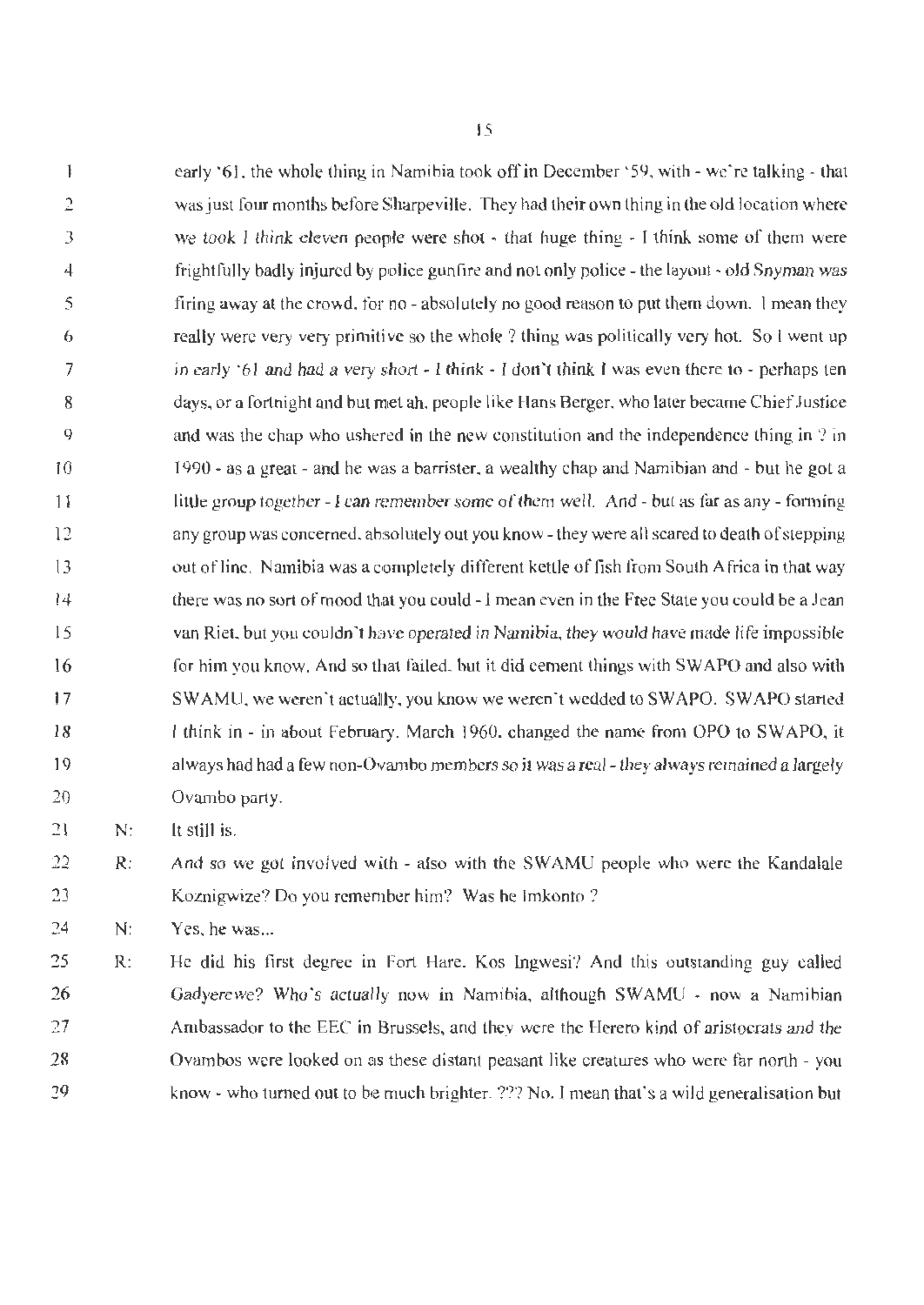early '61, the whole thing in Namibia took off in December '59, with - we're talking - that was just four months before Sharpeville. They had their own thing in the old location where we took I think eleven people were shot - that huge thing - I think some of them were frightfully badly injured by police gunfire and not only police - the layout - old Snyman was firing away at the crowd, for no - absolutely no good reason to put them down. I mean they really were very very primitive so the whole ? thing was politically very hot. So I went up in early '61 and had a very short - I think - I don't think I was even there to - perhaps ten days, or a fortnight and but met ah, people like Hans Berger, who later became Chief Justice and was the chap who ushered in the new constitution and the independence thing in ? in 1990 - as a great - and he was a barrister, a wealthy chap and Namibian and - but he got a little group together - I can remember some of them well. And - but as far as any - forming any group was concerned, absolutely out you know - they were all scared to death of stepping out of line. Namibia was a completely different kettle of fish from South Africa in that way there was no sort of mood that you could - I mean even in the Free State you could be a Jean van Riet, but you couldn't have operated in Namibia, they would have made life impossible for him you know. And so that failed, but it did cement things with SWAPO and also with SWAMU, we weren't actually, you know we weren't wedded to SWAPO. SWAPO started I think in - in about February, March 1960, changed the name from OPO to SWAPO, it always had had a few non-Ovambo members so it was a real - they always remained a largely Ovambo party.

N: It still is.

R: And so we got involved with - also with the SWAMU people who were the Kandalale Koznigwize? Do you remember him? Was he Imkonto ?

N: Yes, he was...

R: He did his first degree in Fort Hare. Kos Ingwesi? And this outstanding guy called Gadyerewe? Who's actually now in Namibia, although SWAMU - now a Namibian Ambassador to the EEC in Brussels, and they were the Herero kind of aristocrats and the Ovambos were looked on as these distant peasant like creatures who were far north - you know - who turned out to be much brighter. ??? No. I mean that's a wild generalisation but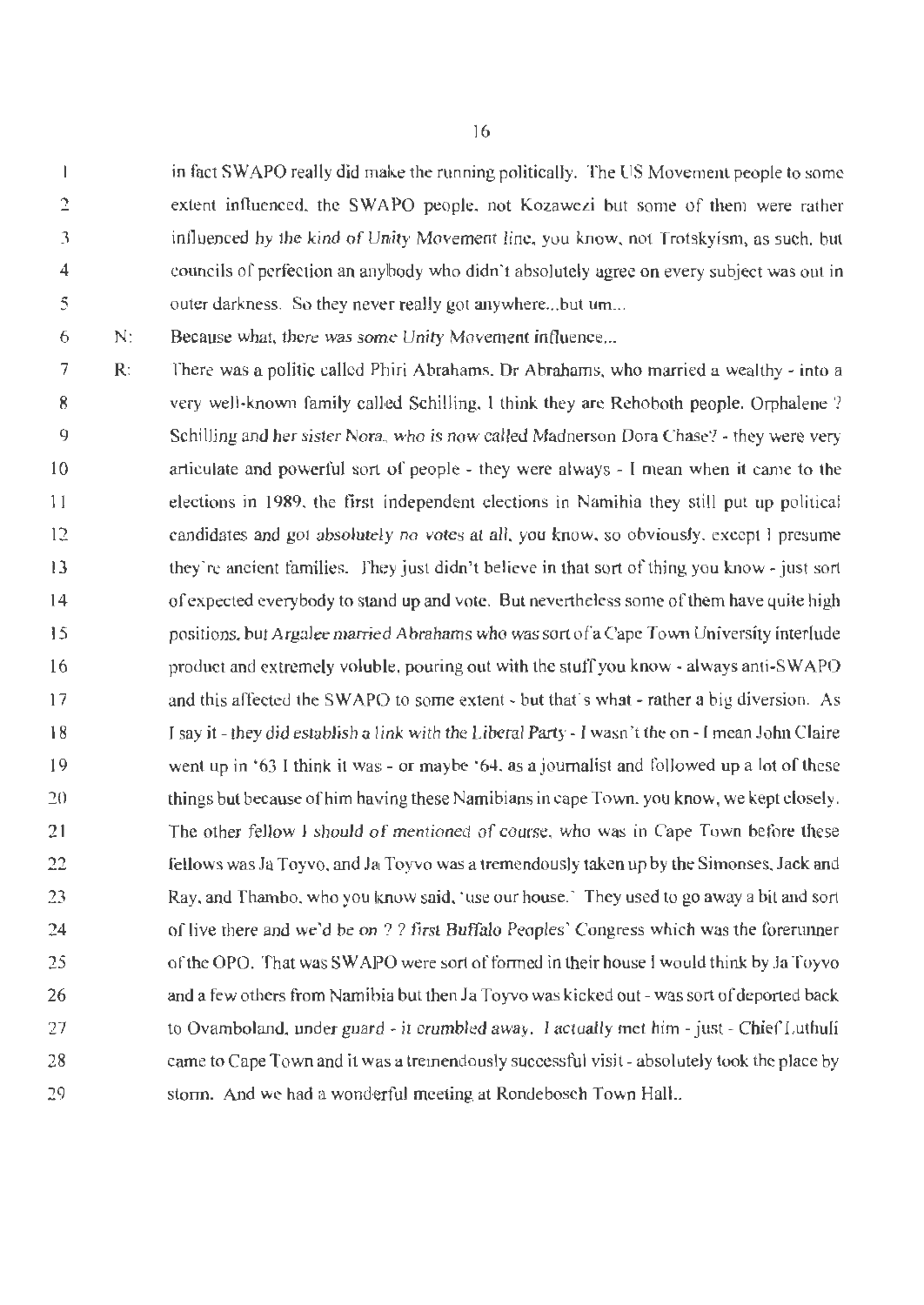in fact SWAPO really did make the running politically. The US Movement people to some extent influenced, the SWAPO people, not Kozawezi but some of them were rather influenced by the kind of Unity Movement line, you know, not Trotskyism, as such, but councils of perfection an anybody who didn't absolutely agree on every subject was out in outer darkness. So they never really got anywhere...but um...

N: Because what, there was some Unity Movement influence...

R: There was a politic called Phiri Abrahams, Dr Abrahams, who married a wealthy - into a very well-known family called Schilling, I think they are Rehoboth people. Orphalene ? Schilling and her sister Nora, who is now called Madnerson Dora Chase? - they were very articulate and powerful sort of people - they were always - I mean when it came to the elections in 1989, the first independent elections in Namibia they still put up political candidates and got absolutely no votes at all, you know, so obviously, except I presume they're ancient families. They just didn't believe in that sort of thing you know - just sort of expected everybody to stand up and vote. But nevertheless some of them have quite high positions, but Argalee married Abrahams who was sort of a Cape Town University interlude product and extremely voluble, pouring out with the stuff you know - always anti-SWAPO and this affected the SWAPO to some extent - but that's what - rather a big diversion. As I say it - they did establish a link with the Liberal Party - I wasn't the on - I mean John Claire went up in '63 I think it was - or maybe '64, as a journalist and followed up a lot of these things but because of him having these Namibians in cape Town, you know, we kept closely. The other fellow I should of mentioned of course, who was in Cape Town before these fellows was Ja Toyvo, and Ja Toyvo was a tremendously taken up by the Simonses, Jack and Ray, and Thambo, who you know said, 'use our house.' They used to go away a bit and sort of live there and we'd be on ? ? first Buffalo Peoples' Congress which was the forerunner of the OPO. That was SWAPO were sort of formed in their house I would think by Ja Toyvo and a few others from Namibia but then Ja Toyvo was kicked out - was sort of deported back to Ovamboland, under guard - it crumbled away. I actually met him - just - Chief Luthuli came to Cape Town and it was a tremendously successful visit - absolutely took the place by storm. And we had a wonderful meeting at Rondebosch Town Hall..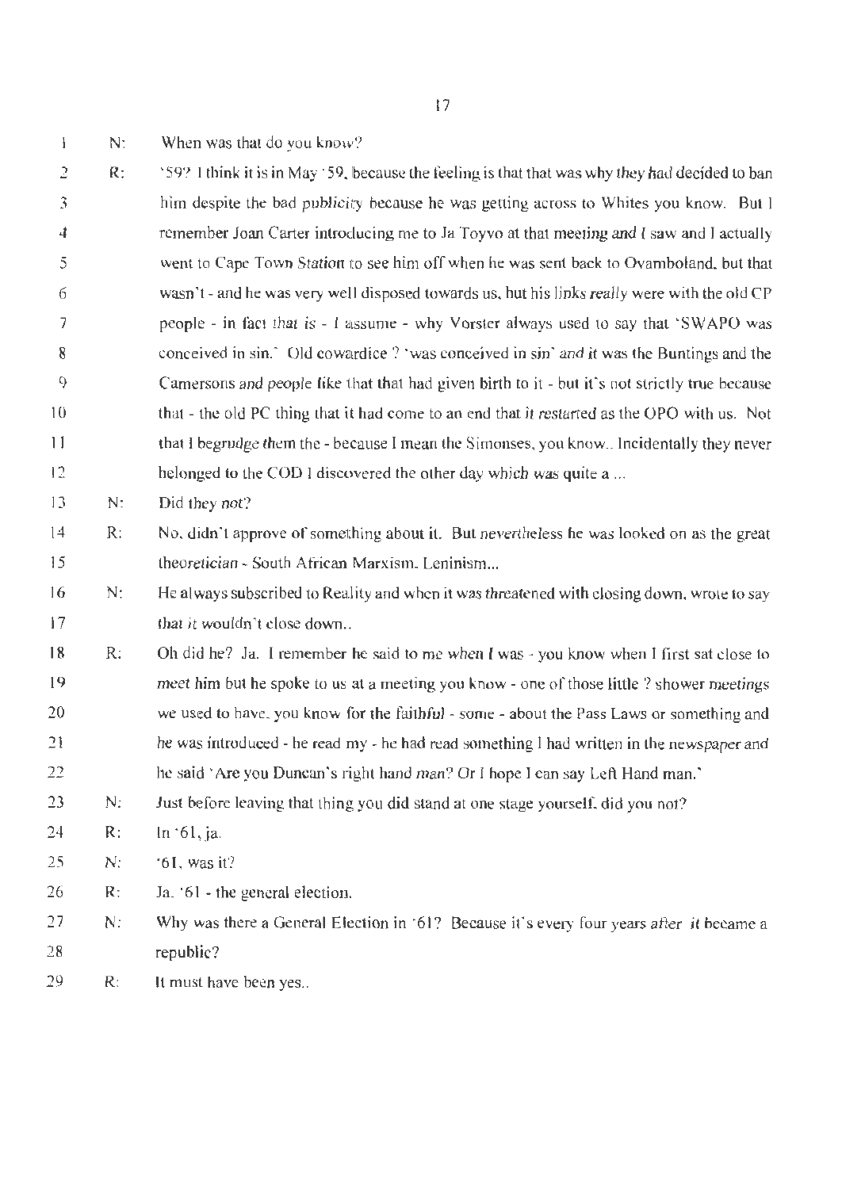N: When was that do you know?

R: '59? I think it is in May '59, because the feeling is that that was why they had decided to ban him despite the bad publicity because he was getting across to Whites you know. But I remember Joan Carter introducing me to Ja Toyvo at that meeting and I saw and I actually went to Cape Town Station to see him off when he was sent back to Ovamboland, but that wasn't - and he was very well disposed towards us, but his links really were with the old CP people - in fact that is - I assume - why Vorster always used to say that 'SWAPO was conceived in sin.' Old cowardice ? 'was conceived in sin' and it was the Buntings and the Camersons and people like that that had given birth to it - but it's not strictly true because that - the old PC thing that it had come to an end that it restarted as the OPO with us. Not that I begrudge them the - because I mean the Simonses, you know.. Incidentally they never belonged to the COD I discovered the other day which was quite a ...

N: Did they not?

R: No, didn't approve of something about it. But nevertheless he was looked on as the great theoretician - South African Marxism, Leninism...

N: He always subscribed to Reality and when it was threatened with closing down, wrote to say that it wouldn't close down..

R: Oh did he? Ja. I remember he said to me when I was - you know when I first sat close to meet him but he spoke to us at a meeting you know - one of those little ? shower meetings we used to have, you know for the faithful - some - about the Pass Laws or something and he was introduced - he read my - he had read something I had written in the newspaper and he said 'Are you Duncan's right hand man? Or I hope I can say Left Hand man.'

N: Just before leaving that thing you did stand at one stage yourself, did you not?

R: In '61, ja.

N: '61, was it?

R: Ja. '61 - the general election.

N: Why was there a General Election in '61? Because it's every four years after it became a republic?

R: It must have been yes..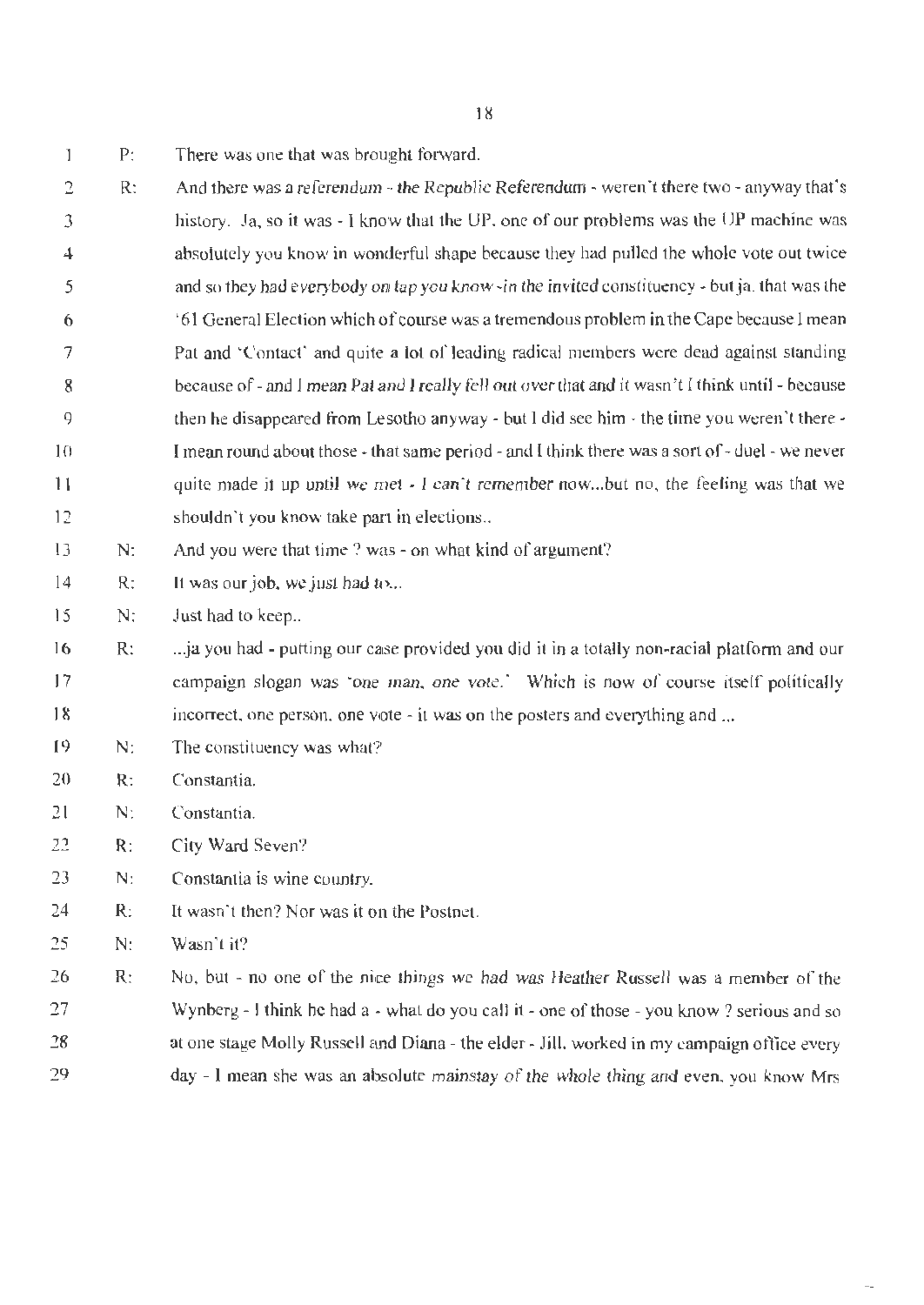P: There was one that was brought forward.

R: And there was a referendum - the Republic Referendum - weren't there two - anyway that's history. Ja, so it was - I know that the UP, one of our problems was the UP machine was absolutely you know in wonderful shape because they had pulled the whole vote out twice and so they had everybody on tap you know - in the invited constituency - but ja, that was the '61 General Election which of course was a tremendous problem in the Cape because I mean Pat and 'Contact' and quite a lot of leading radical members were dead against standing because of - and I mean Pat and I really fell out over that and it wasn't I think until - because then he disappeared from Lesotho anyway - but I did see him - the time you weren't there - I mean round about those - that same period - and I think there was a sort of - duel - we never quite made it up until we met - I can't remember now...but no, the feeling was that we shouldn't you know take part in elections..

N: And you were that time ? was - on what kind of argument?

R: It was our job, we just had to...

N: Just had to keep..

R: ...ja you had - putting our case provided you did it in a totally non-racial platform and our campaign slogan was 'one man, one vote.' Which is now of course itself politically incorrect, one person, one vote - it was on the posters and everything and ...

N: The constituency was what?

R: Constantia.

N: Constantia.

R: City Ward Seven?

N: Constantia is wine country.

R: It wasn't then? Nor was it on the Postnet.

N: Wasn't it?

R: No, but - no one of the nice things we had was Heather Russell was a member of the Wynberg - I think he had a - what do you call it - one of those - you know ? serious and so at one stage Molly Russell and Diana - the elder - Jill, worked in my campaign office every day - I mean she was an absolute mainstay of the whole thing and even, you know Mrs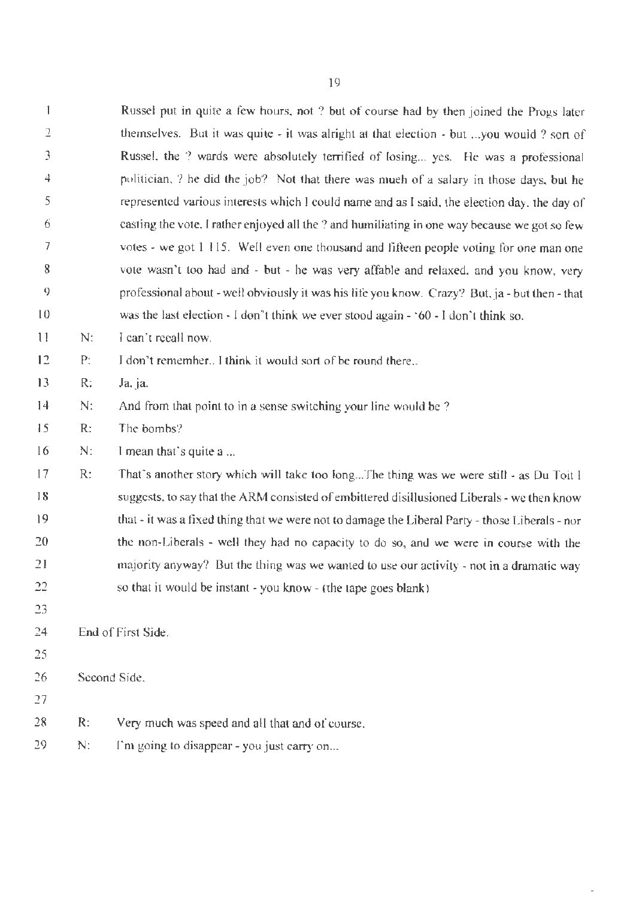Russel put in quite a few hours, not ? but of course had by then joined the Progs later themselves. But it was quite - it was alright at that election - but ...you would ? sort of Russel, the ? wards were absolutely terrified of losing... yes. He was a professional politician, ? he did the job? Not that there was much of a salary in those days, but he represented various interests which I could name and as I said, the election day, the day of casting the vote, I rather enjoyed all the ? and humiliating in one way because we got so few votes - we got 1 115. Well even one thousand and fifteen people voting for one man one vote wasn't too bad and - but - he was very affable and relaxed, and you know, very professional about - well obviously it was his life you know. Crazy? But, ja - but then - that was the last election - I don't think we ever stood again - '60 - I don't think so.

N: I can't recall now.

P: I don't remember.. I think it would sort of be round there..

R: Ja, ja.

N: And from that point to in a sense switching your line would be ?

R: The bombs?

N: I mean that's quite a ...

R: That's another story which will take too long...The thing was we were still - as Du Toit I suggests, to say that the ARM consisted of embittered disillusioned Liberals - we then know that - it was a fixed thing that we were not to damage the Liberal Party - those Liberals - nor the non-Liberals - well they had no capacity to do so, and we were in course with the majority anyway? But the thing was we wanted to use our activity - not in a dramatic way so that it would be instant - you know - (the tape goes blank)

End of First Side.

Second Side.

R: Very much was speed and all that and of course.

N: I'm going to disappear - you just carry on...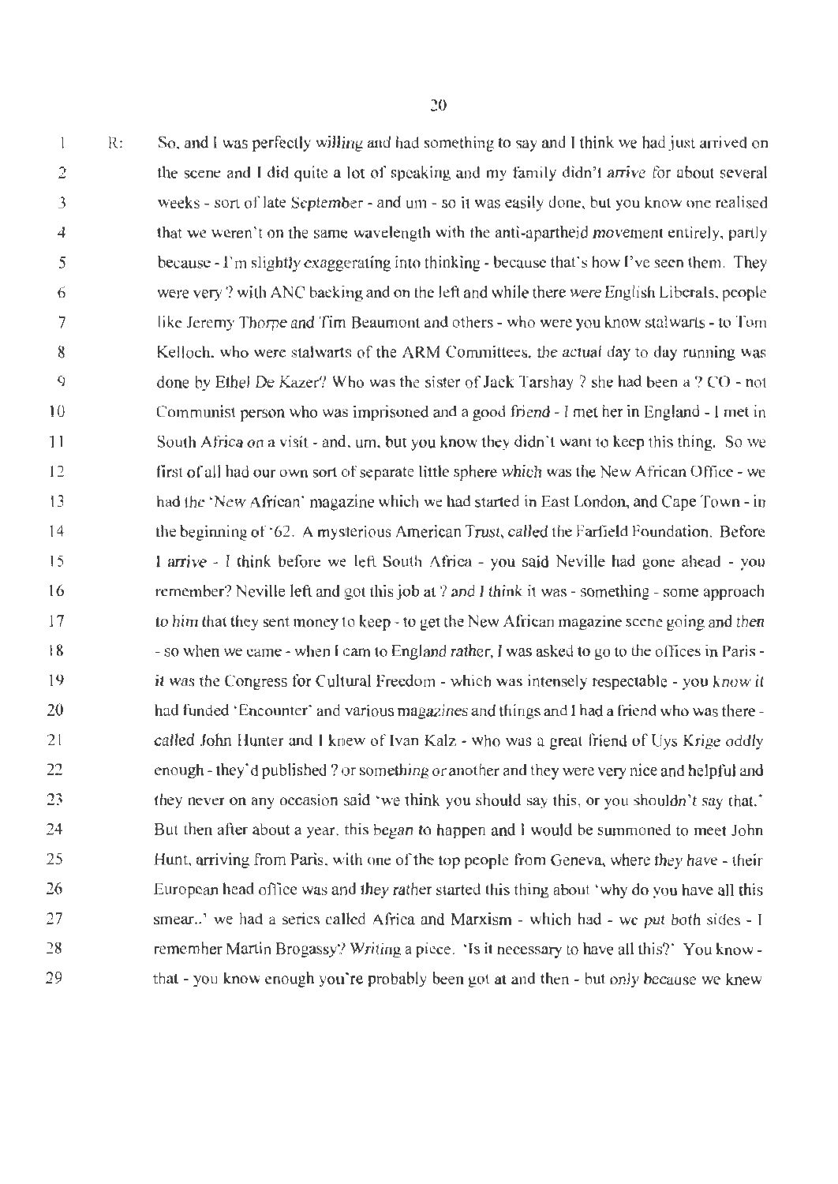R: So, and I was perfectly willing and had something to say and I think we had just arrived on the scene and I did quite a lot of speaking and my family didn't arrive for about several weeks - sort of late September - and um - so it was easily done, but you know one realised that we weren't on the same wavelength with the anti-apartheid movement entirely, partly because - I'm slightly exaggerating into thinking - because that's how I've seen them. They were very ? with ANC backing and on the left and while there were English Liberals, people like Jeremy Thorpe and Tim Beaumont and others - who were you know stalwarts - to Tom Kelloch, who were stalwarts of the ARM Committees, the actual day to day running was done by Ethel De Kazer? Who was the sister of Jack Tarshay ? she had been a ? CO - not Communist person who was imprisoned and a good friend - I met her in England - I met in South Africa on a visit - and, um, but you know they didn't want to keep this thing. So we first of all had our own sort of separate little sphere which was the New African Office - we had the 'New African' magazine which we had started in East London, and Cape Town - in the beginning of '62. A mysterious American Trust, called the Farfield Foundation. Before I arrive - I think before we left South Africa - you said Neville had gone ahead - you remember? Neville left and got this job at ? and I think it was - something - some approach to him that they sent money to keep - to get the New African magazine scene going and then - so when we came - when I cam to England rather, I was asked to go to the offices in Paris - it was the Congress for Cultural Freedom - which was intensely respectable - you know it had funded 'Encounter' and various magazines and things and I had a friend who was there - called John Hunter and I knew of Ivan Kalz - who was a great friend of Uys Krige oddly enough - they'd published ? or something or another and they were very nice and helpful and they never on any occasion said 'we think you should say this, or you shouldn't say that.' But then after about a year, this began to happen and I would be summoned to meet John Hunt, arriving from Paris, with one of the top people from Geneva, where they have - their European head office was and they rather started this thing about 'why do you have all this smear..' we had a series called Africa and Marxism - which had - we put both sides - I remember Martin Brogassy? Writing a piece. 'Is it necessary to have all this?' You know - that - you know enough you're probably been got at and then - but only because we knew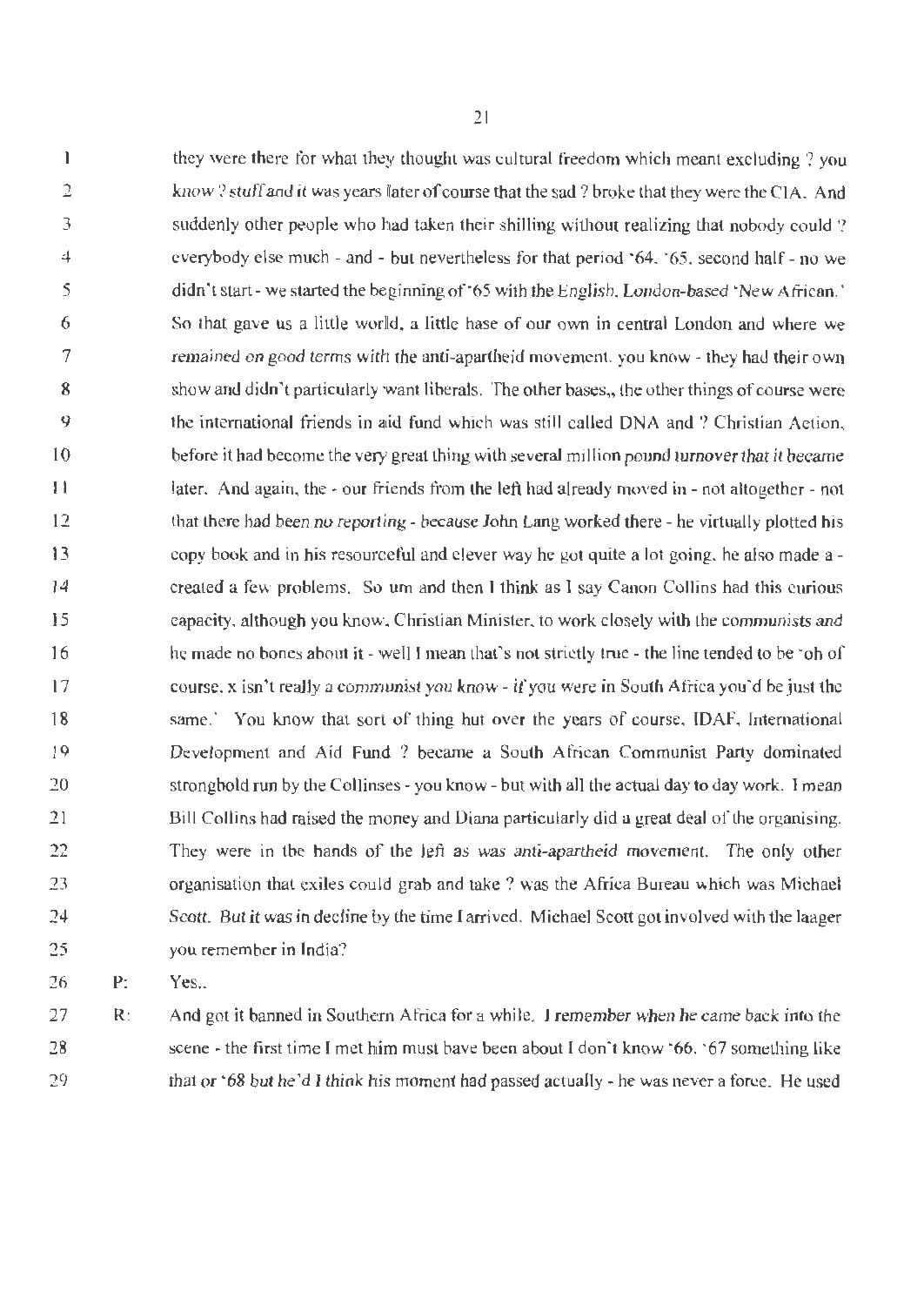they were there for what they thought was cultural freedom which meant excluding ? you know ? stuff and it was years later of course that the sad ? broke that they were the CIA. And suddenly other people who had taken their shilling without realizing that nobody could ? everybody else much - and - but nevertheless for that period '64, '65, second half - no we didn't start - we started the beginning of '65 with the English, London-based 'New African.' So that gave us a little world, a little base of our own in central London and where we remained on good terms with the anti-apartheid movement, you know - they had their own show and didn't particularly want liberals. The other bases,, the other things of course were the international friends in aid fund which was still called DNA and ? Christian Action, before it had become the very great thing with several million pound turnover that it became later. And again, the - our friends from the left had already moved in - not altogether - not that there had been no reporting - because John Lang worked there - he virtually plotted his copy book and in his resourceful and clever way he got quite a lot going, he also made a - created a few problems. So um and then I think as I say Canon Collins had this curious capacity, although you know, Christian Minister, to work closely with the communists and he made no bones about it - well I mean that's not strictly true - the line tended to be 'oh of course, x isn't really a communist you know - if you were in South Africa you'd be just the same.' You know that sort of thing but over the years of course, IDAF, International Development and Aid Fund ? became a South African Communist Party dominated stronghold run by the Collinses - you know - but with all the actual day to day work. I mean Bill Collins had raised the money and Diana particularly did a great deal of the organising. They were in the hands of the left as was anti-apartheid movement. The only other organisation that exiles could grab and take ? was the Africa Bureau which was Michael Scott. But it was in decline by the time I arrived. Michael Scott got involved with the laager you remember in India?

P: Yes,.

R: And got it banned in Southern Africa for a while. I remember when he came back into the scene - the first time I met him must have been about I don't know '66, '67 something like that or '68 but he'd I think his moment had passed actually - he was never a force. He used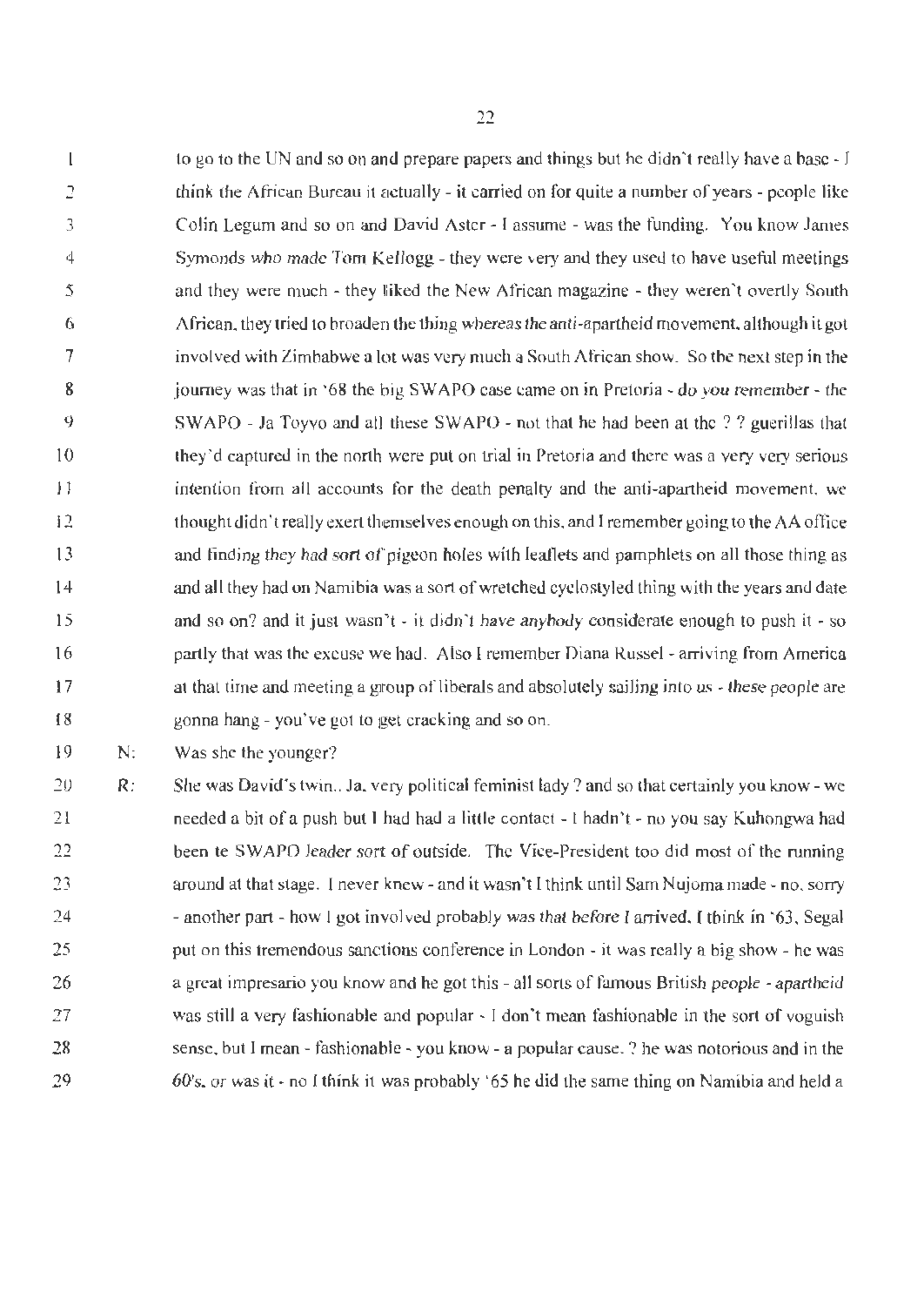to go to the UN and so on and prepare papers and things but he didn't really have a base - I think the African Bureau it actually - it carried on for quite a number of years - people like Colin Legum and so on and David Aster - I assume - was the funding. You know James Symonds who made Tom Kellogg - they were very and they used to have useful meetings and they were much - they liked the New African magazine - they weren't overtly South African, they tried to broaden the thing whereas the anti-apartheid movement, although it got involved with Zimbabwe a lot was very much a South African show. So the next step in the journey was that in '68 the big SWAPO case came on in Pretoria - do you remember - the SWAPO - Ja Toyvo and all these SWAPO - not that he had been at the ? ? guerillas that they'd captured in the north were put on trial in Pretoria and there was a very very serious intention from all accounts for the death penalty and the anti-apartheid movement, we thought didn't really exert themselves enough on this, and I remember going to the AA office and finding they had sort of pigeon holes with leaflets and pamphlets on all those thing as and all they had on Namibia was a sort of wretched cyclostyled thing with the years and date and so on? and it just wasn't - it didn't have anybody considerate enough to push it - so partly that was the excuse we had. Also I remember Diana Russel - arriving from America at that time and meeting a group of liberals and absolutely sailing into us - these people are gonna hang - you've got to get cracking and so on.

N: Was she the younger?

R: She was David's twin.. Ja, very political feminist lady ? and so that certainly you know - we needed a bit of a push but I had had a little contact - I hadn't - no you say Kuhongwa had been te SWAPO leader sort of outside. The Vice-President too did most of the running around at that stage. I never knew - and it wasn't I think until Sam Nujoma made - no, sorry - another part - how I got involved probably was that before I arrived, I think in '63, Segal put on this tremendous sanctions conference in London - it was really a big show - he was a great impresario you know and he got this - all sorts of famous British people - apartheid was still a very fashionable and popular - I don't mean fashionable in the sort of voguish sense, but I mean - fashionable - you know - a popular cause. ? he was notorious and in the 60's, or was it - no I think it was probably '65 he did the same thing on Namibia and held a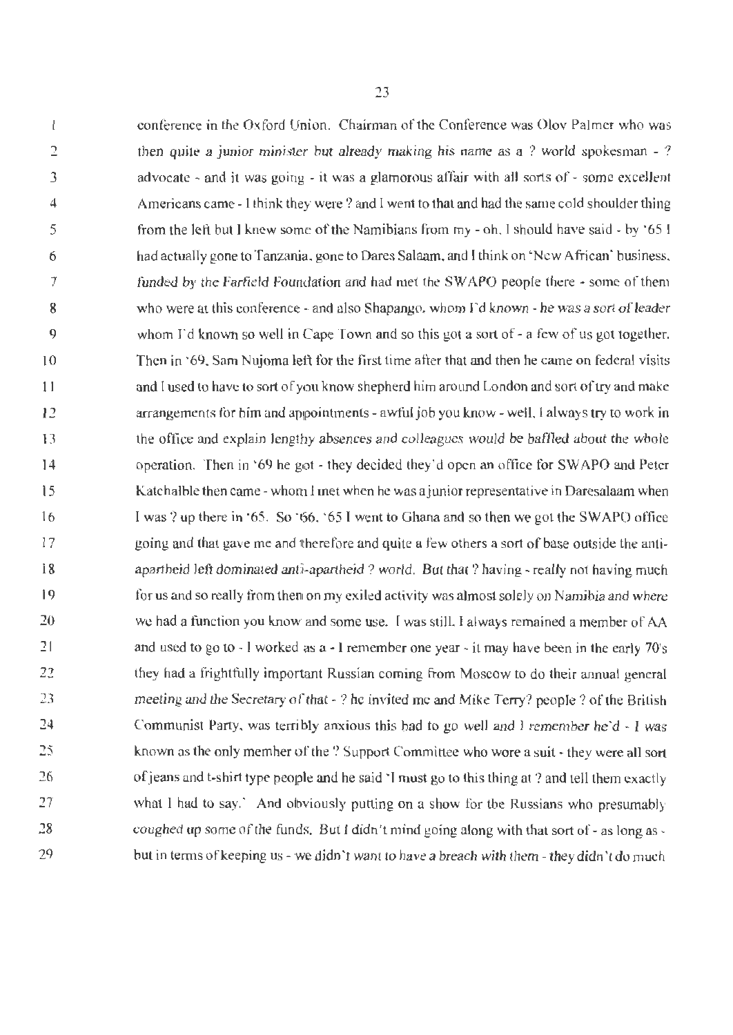conference in the Oxford Union. Chairman of the Conference was Olov Palmer who was then quite a junior minister but already making his name as a ? world spokesman - ? advocate - and it was going - it was a glamorous affair with all sorts of - some excellent Americans came - I think they were ? and I went to that and had the same cold shoulder thing from the left but I knew some of the Namibians from my - oh, I should have said - by '65 I had actually gone to Tanzania, gone to Dares Salaam, and I think on 'New African' business, funded by the Farfield Foundation and had met the SWAPO people there - some of them who were at this conference - and also Shapango, whom I'd known - he was a sort of leader whom I'd known so well in Cape Town and so this got a sort of - a few of us got together. Then in '69, Sam Nujoma left for the first time after that and then he came on federal visits and I used to have to sort of you know shepherd him around London and sort of try and make arrangements for him and appointments - awful job you know - well, I always try to work in the office and explain lengthy absences and colleagues would be baffled about the whole operation. Then in '69 he got - they decided they'd open an office for SWAPO and Peter Katchalble then came - whom I met when he was a junior representative in Daresalaam when I was ? up there in '65. So '66, '65 I went to Ghana and so then we got the SWAPO office going and that gave me and therefore and quite a few others a sort of base outside the anti-apartheid left dominated anti-apartheid ? world. But that ? having - really not having much for us and so really from then on my exiled activity was almost solely on Namibia and where we had a function you know and some use. I was still. I always remained a member of AA and used to go to - I worked as a - I remember one year - it may have been in the early 70's they had a frightfully important Russian coming from Moscow to do their annual general meeting and the Secretary of that - ? he invited me and Mike Terry? people ? of the British Communist Party, was terribly anxious this had to go well and I remember he'd - I was known as the only member of the ? Support Committee who wore a suit - they were all sort of jeans and t-shirt type people and he said 'I must go to this thing at ? and tell them exactly what I had to say.' And obviously putting on a show for the Russians who presumably coughed up some of the funds. But I didn't mind going along with that sort of - as long as - but in terms of keeping us - we didn't want to have a breach with them - they didn't do much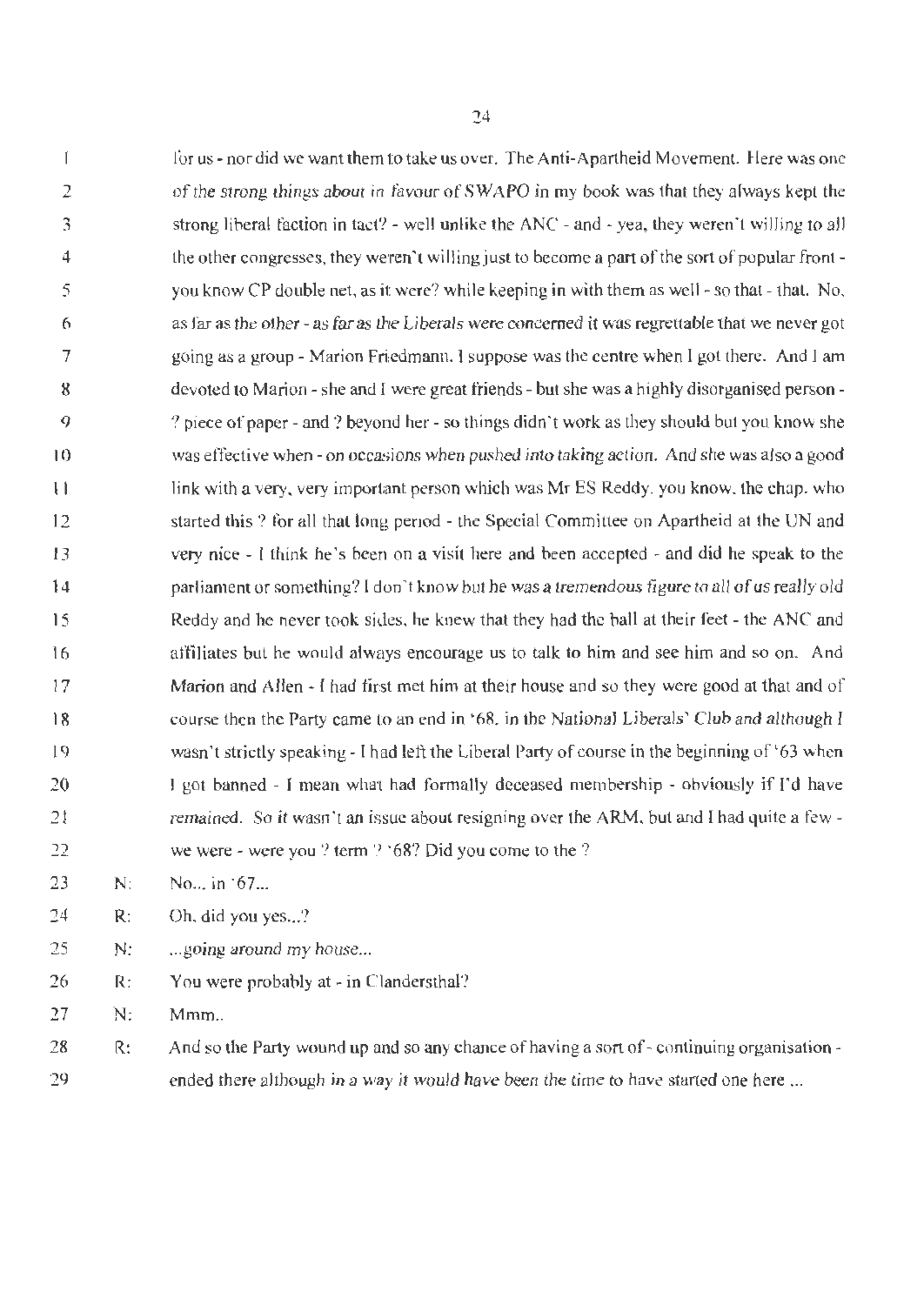for us - nor did we want them to take us over. The Anti-Apartheid Movement. Here was one of the strong things about in favour of SWAPO in my book was that they always kept the strong liberal faction in tact? - well unlike the ANC - and - yea, they weren't willing to all the other congresses, they weren't willing just to become a part of the sort of popular front - you know CP double net, as it were? while keeping in with them as well - so that - that. No, as far as the other - as far as the Liberals were concerned it was regrettable that we never got going as a group - Marion Friedmann, I suppose was the centre when I got there. And I am devoted to Marion - she and I were great friends - but she was a highly disorganised person - ? piece of paper - and ? beyond her - so things didn't work as they should but you know she was effective when - on occasions when pushed into taking action. And she was also a good link with a very, very important person which was Mr ES Reddy, you know, the chap, who started this ? for all that long period - the Special Committee on Apartheid at the UN and very nice - I think he's been on a visit here and been accepted - and did he speak to the parliament or something? I don't know but he was a tremendous figure to all of us really old Reddy and he never took sides, he knew that they had the ball at their feet - the ANC and affiliates but he would always encourage us to talk to him and see him and so on. And Marion and Allen - I had first met him at their house and so they were good at that and of course then the Party came to an end in '68, in the National Liberals' Club and although I wasn't strictly speaking - I had left the Liberal Party of course in the beginning of '63 when I got banned - I mean what had formally deceased membership - obviously if I'd have remained. So it wasn't an issue about resigning over the ARM, but and I had quite a few - we were - were you ? term ? '68? Did you come to the ?

N: No... in '67...

R: Oh, did you yes...?

N: ...going around my house...

R: You were probably at - in Clandersthal?

N: Mmm..

R: And so the Party wound up and so any chance of having a sort of - continuing organisation - ended there although in a way it would have been the time to have started one here ...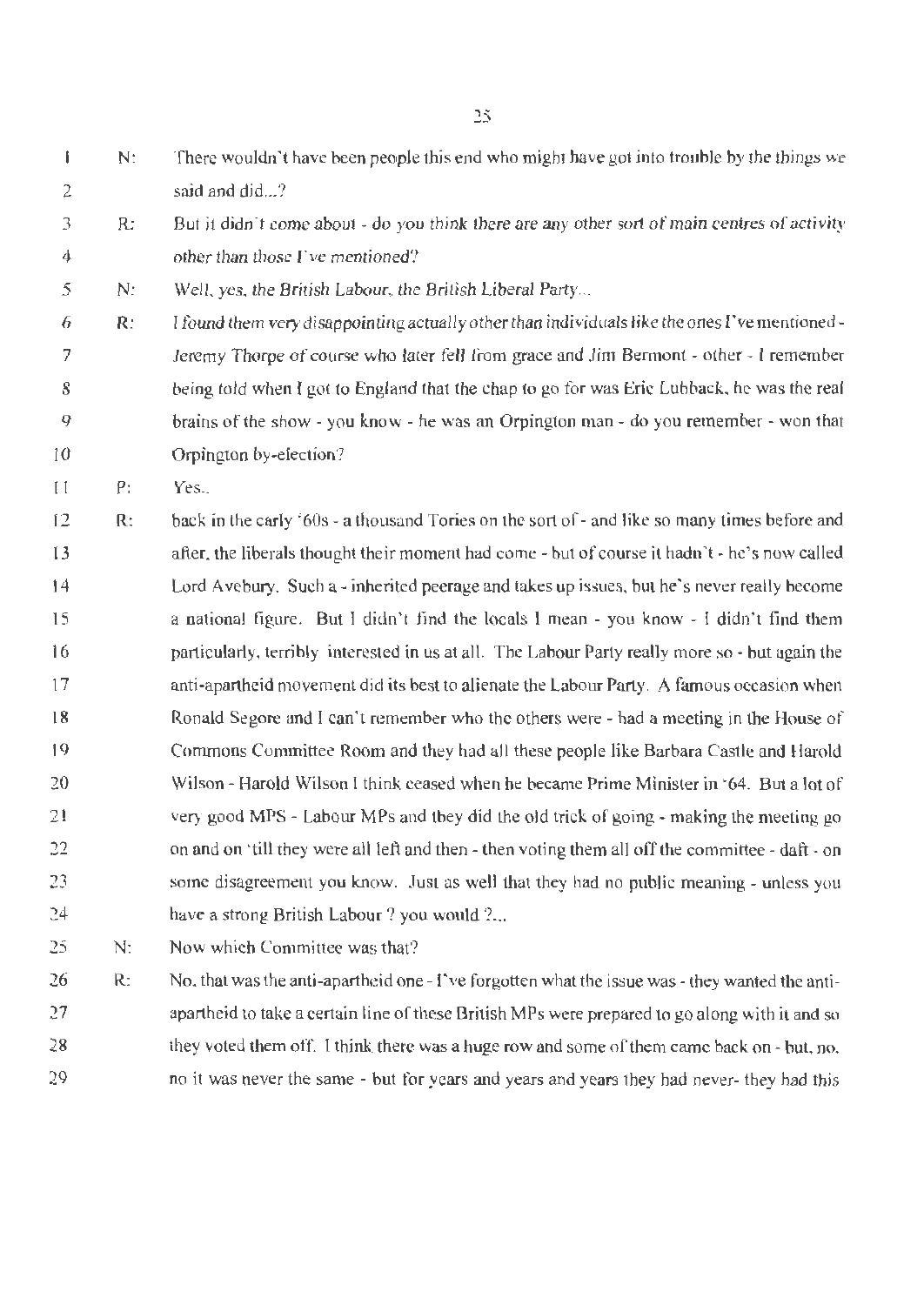N: There wouldn't have been people this end who might have got into trouble by the things we said and did...?

R: But it didn't come about - do you think there are any other sort of main centres of activity other than those I've mentioned?

N: Well, yes, the British Labour, the British Liberal Party...

R: I found them very disappointing actually other than individuals like the ones I've mentioned - Jeremy Thorpe of course who later fell from grace and Jim Bermont - other - I remember being told when I got to England that the chap to go for was Eric Lubback, he was the real brains of the show - you know - he was an Orpington man - do you remember - won that Orpington by-election?

P: Yes..

R: back in the early '60s - a thousand Tories on the sort of - and like so many times before and after, the liberals thought their moment had come - but of course it hadn't - he's now called Lord Avebury. Such a - inherited peerage and takes up issues, but he's never really become a national figure. But I didn't find the locals I mean - you know - I didn't find them particularly, terribly interested in us at all. The Labour Party really more so - but again the anti-apartheid movement did its best to alienate the Labour Party. A famous occasion when Ronald Segore and I can't remember who the others were - had a meeting in the House of Commons Committee Room and they had all these people like Barbara Castle and Harold Wilson - Harold Wilson I think ceased when he became Prime Minister in '64. But a lot of very good MPS - Labour MPs and they did the old trick of going - making the meeting go on and on 'till they were all left and then - then voting them all off the committee - daft - on some disagreement you know. Just as well that they had no public meaning - unless you have a strong British Labour ? you would ?...

N: Now which Committee was that?

R: No, that was the anti-apartheid one - I've forgotten what the issue was - they wanted the anti-apartheid to take a certain line of these British MPs were prepared to go along with it and so they voted them off. I think there was a huge row and some of them came back on - but, no, no it was never the same - but for years and years and years they had never- they had this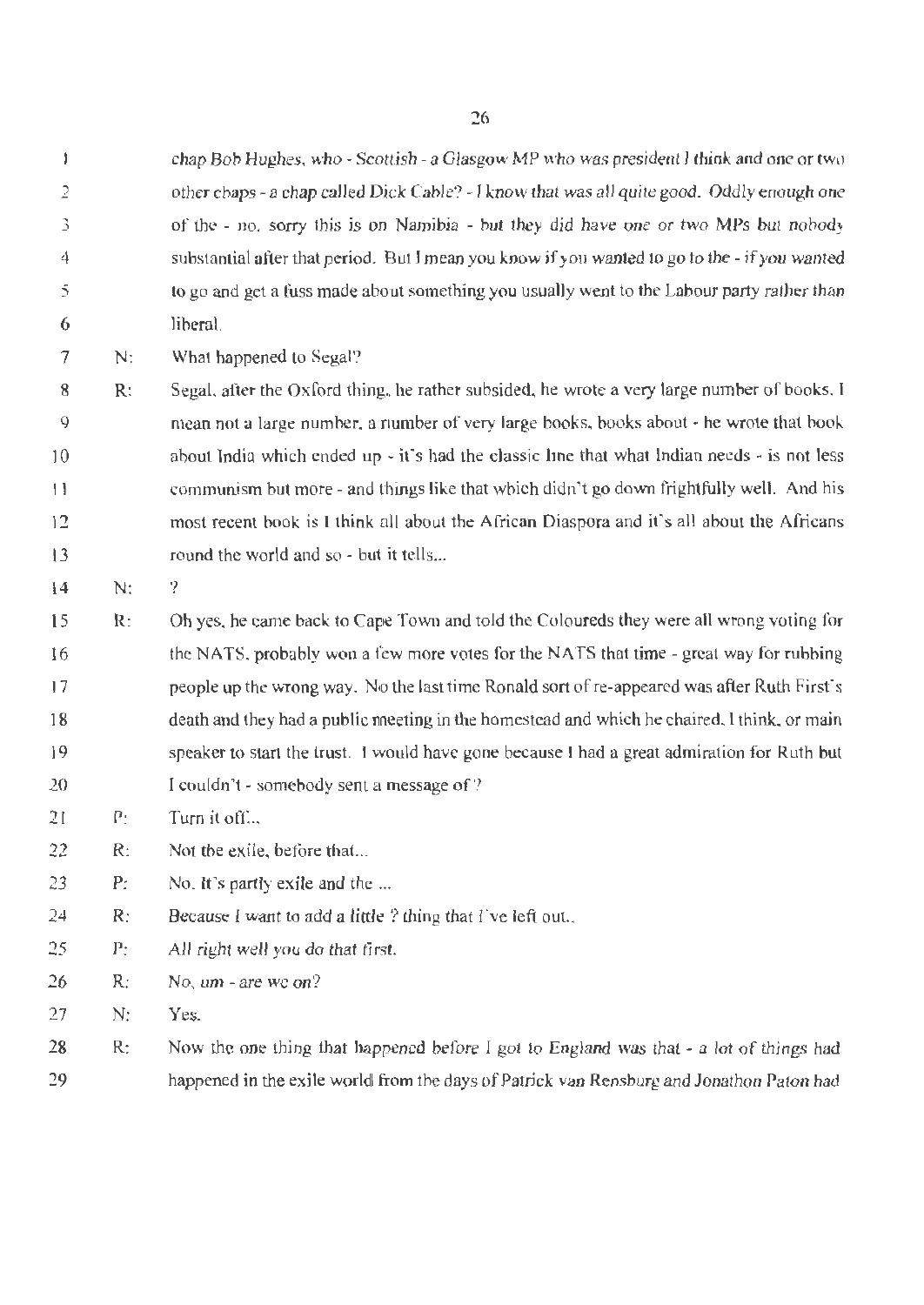1 chap Bob Hughes, who - Scottish - a Glasgow MP who was president I think and one or two
2 other chaps - a chap called Dick Cable? - I know that was all quite good. Oddly enough one
3 of the - no, sorry this is on Namibia - but they did have one or two MPs but nobody
4 substantial after that period. But I mean you know if you wanted to go to the - if you wanted
5 to go and get a fuss made about something you usually went to the Labour party rather than
6 liberal.

7 N: What happened to Segal?

8 R: Segal, after the Oxford thing, he rather subsided, he wrote a very large number of books, I
9 mean not a large number, a number of very large books, books about - he wrote that book
10 about India which ended up - it's had the classic line that what Indian needs - is not less
11 communism but more - and things like that which didn't go down frightfully well. And his
12 most recent book is I think all about the African Diaspora and it's all about the Africans
13 round the world and so - but it tells...

14 N: ?

15 R: Oh yes, he came back to Cape Town and told the Coloureds they were all wrong voting for
16 the NATS, probably won a few more votes for the NATS that time - great way for rubbing
17 people up the wrong way. No the last time Ronald sort of re-appeared was after Ruth First's
18 death and they had a public meeting in the homestead and which he chaired, I think, or main
19 speaker to start the trust. I would have gone because I had a great admiration for Ruth but
20 I couldn't - somebody sent a message of ?

21 P: Turn it off...

22 R: Not the exile, before that...

23 P: No, it's partly exile and the ...

24 R: Because I want to add a little ? thing that I've left out..

25 P: All right well you do that first.

26 R: No, um - are we on?

27 N: Yes.

28 R: Now the one thing that happened before I got to England was that - a lot of things had
29 happened in the exile world from the days of Patrick van Rensburg and Jonathon Paton had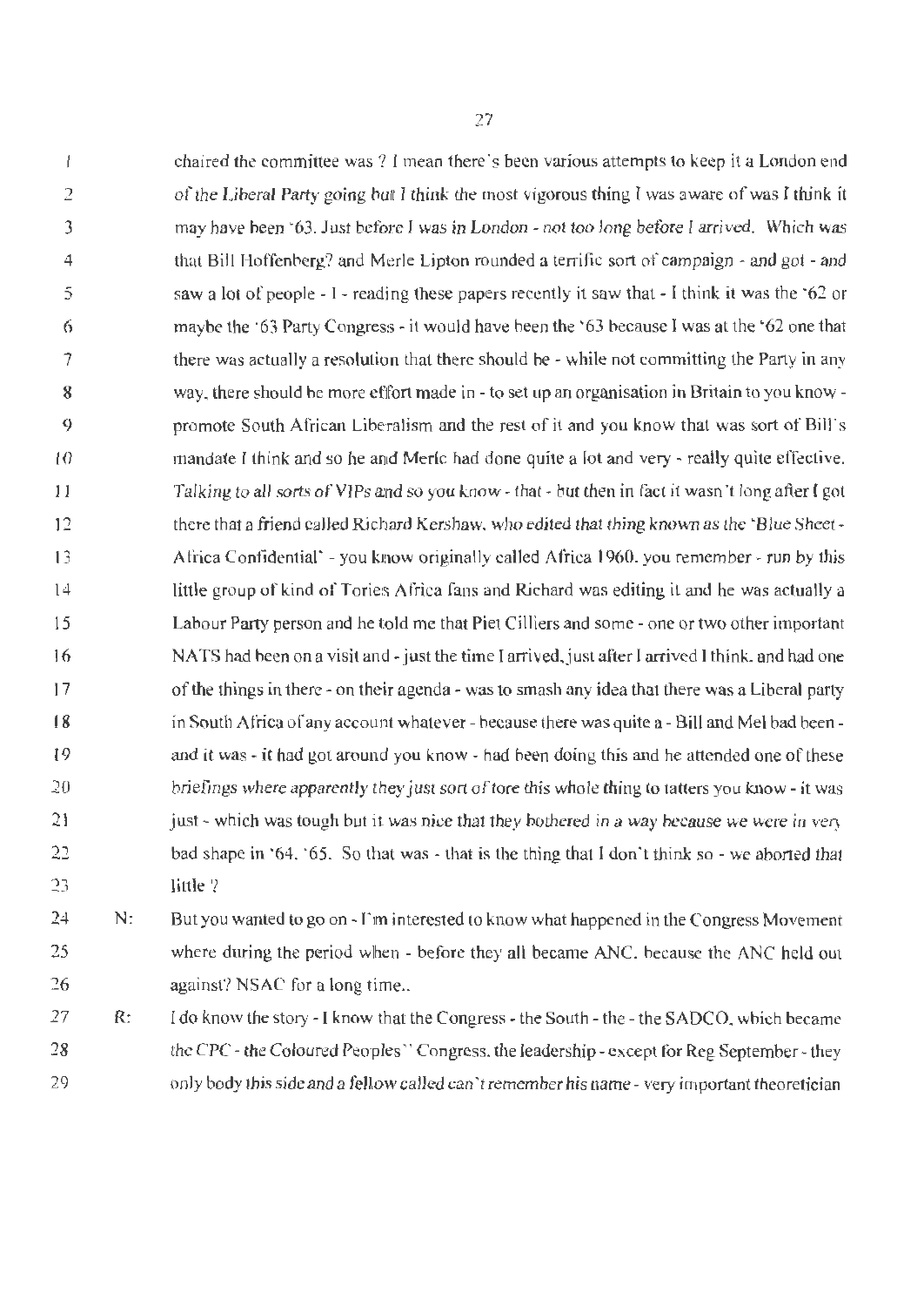1 chaired the committee was ? I mean there's been various attempts to keep it a London end
2 of the Liberal Party going but I think the most vigorous thing I was aware of was I think it
3 may have been '63. Just before I was in London - not too long before I arrived. Which was
4 that Bill Hoffenberg? and Merle Lipton rounded a terrific sort of campaign - and got - and
5 saw a lot of people - I - reading these papers recently it saw that - I think it was the '62 or
6 maybe the '63 Party Congress - it would have been the '63 because I was at the '62 one that
7 there was actually a resolution that there should be - while not committing the Party in any
8 way, there should be more effort made in - to set up an organisation in Britain to you know -
9 promote South African Liberalism and the rest of it and you know that was sort of Bill's
10 mandate I think and so he and Merle had done quite a lot and very - really quite effective.
11 Talking to all sorts of VIPs and so you know - that - but then in fact it wasn't long after I got
12 there that a friend called Richard Kershaw, who edited that thing known as the 'Blue Sheet -
13 Africa Confidential' - you know originally called Africa 1960, you remember - run by this
14 little group of kind of Tories Africa fans and Richard was editing it and he was actually a
15 Labour Party person and he told me that Piet Cilliers and some - one or two other important
16 NATS had been on a visit and - just the time I arrived, just after I arrived I think, and had one
17 of the things in there - on their agenda - was to smash any idea that there was a Liberal party
18 in South Africa of any account whatever - because there was quite a - Bill and Mel bad been -
19 and it was - it had got around you know - had been doing this and he attended one of these
20 briefings where apparently they just sort of tore this whole thing to tatters you know - it was
21 just - which was tough but it was nice that they bothered in a way because we were in very
22 bad shape in '64, '65. So that was - that is the thing that I don't think so - we aborted that
23 little ?

24 N: But you wanted to go on - I'm interested to know what happened in the Congress Movement
25 where during the period when - before they all became ANC, because the ANC held out
26 against? NSAC for a long time..

27 R: I do know the story - I know that the Congress - the South - the - the SADCO, which became
28 the CPC - the Coloured Peoples'' Congress, the leadership - except for Reg September - they
29 only body this side and a fellow called can't remember his name - very important theoretician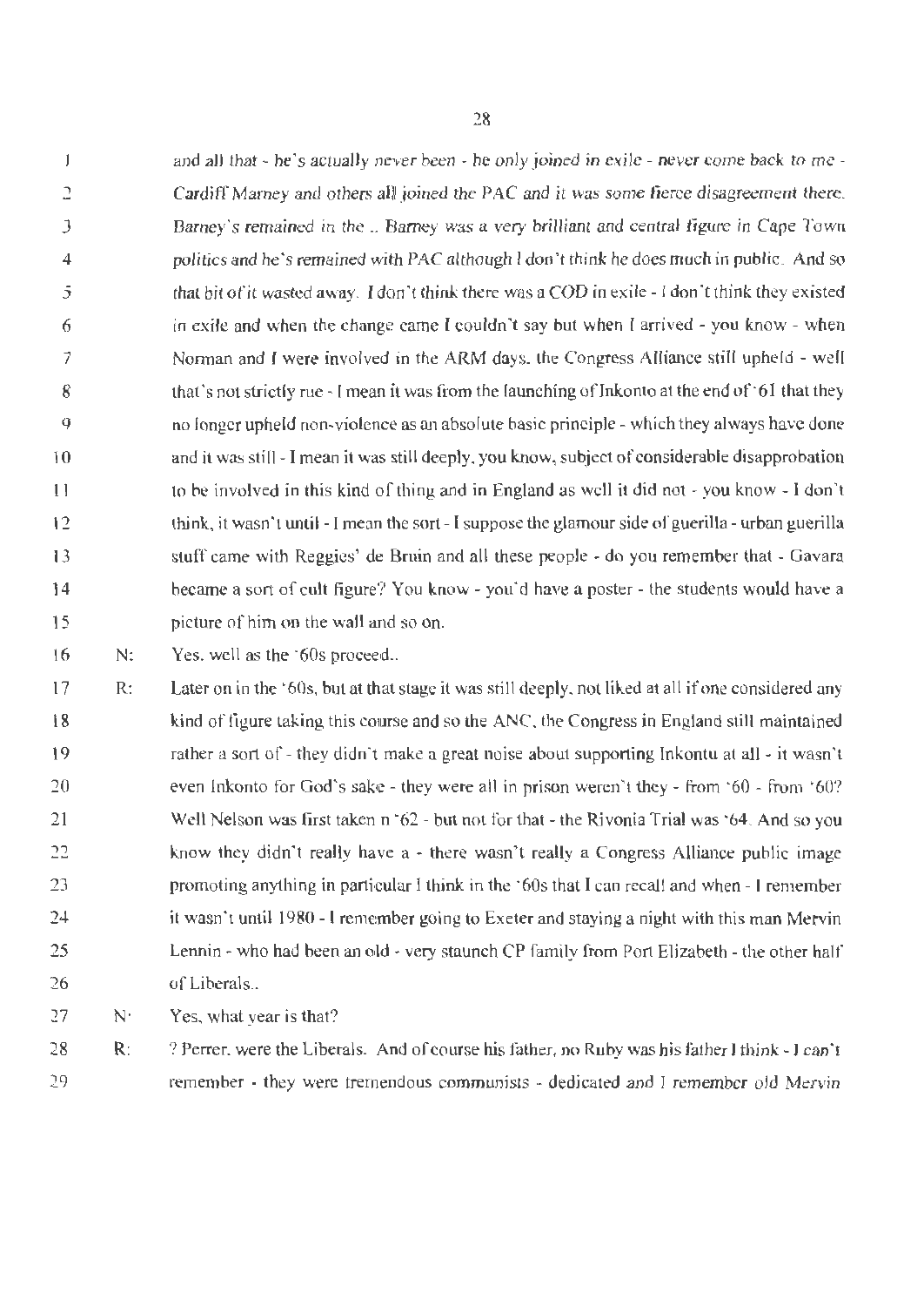and all that - he's actually never been - he only joined in exile - never come back to me - Cardiff Marney and others all joined the PAC and it was some fierce disagreement there. Barney's remained in the .. Barney was a very brilliant and central figure in Cape Town politics and he's remained with PAC although I don't think he does much in public. And so that bit of it wasted away. I don't think there was a COD in exile - I don't think they existed in exile and when the change came I couldn't say but when I arrived - you know - when Norman and I were involved in the ARM days, the Congress Alliance still upheld - well that's not strictly rue - I mean it was from the launching of Inkonto at the end of '61 that they no longer upheld non-violence as an absolute basic principle - which they always have done and it was still - I mean it was still deeply, you know, subject of considerable disapprobation to be involved in this kind of thing and in England as well it did not - you know - I don't think, it wasn't until - I mean the sort - I suppose the glamour side of guerilla - urban guerilla stuff came with Reggies' de Bruin and all these people - do you remember that - Gavara became a sort of cult figure? You know - you'd have a poster - the students would have a picture of him on the wall and so on.

N: Yes, well as the '60s proceed..

R: Later on in the '60s, but at that stage it was still deeply, not liked at all if one considered any kind of figure taking this course and so the ANC, the Congress in England still maintained rather a sort of - they didn't make a great noise about supporting Inkontu at all - it wasn't even Inkonto for God's sake - they were all in prison weren't they - from '60 - from '60? Well Nelson was first taken n '62 - but not for that - the Rivonia Trial was '64. And so you know they didn't really have a - there wasn't really a Congress Alliance public image promoting anything in particular I think in the '60s that I can recall and when - I remember it wasn't until 1980 - I remember going to Exeter and staying a night with this man Mervin Lennin - who had been an old - very staunch CP family from Port Elizabeth - the other half of Liberals..

N: Yes, what year is that?

R: ? Perrer, were the Liberals. And of course his father, no Ruby was his father I think - I can't remember - they were tremendous communists - dedicated and I remember old Mervin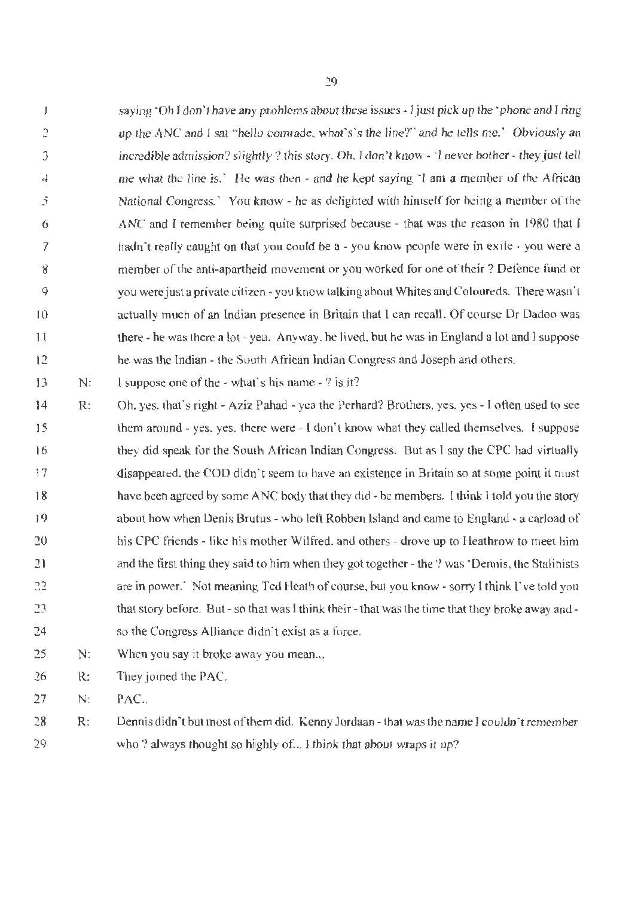*saying 'Oh I don't have any problems about these issues - I just pick up the 'phone and I ring up the ANC and I sat "hello comrade, what's's the line?" and he tells me.' Obviously an incredible admission? slightly ? this story. Oh, I don't know - 'I never bother - they just tell me what the line is.'* He was then - and he kept saying 'I am a member of the African National Congress.' You know - he as delighted with himself for being a member of the ANC and I remember being quite surprised because - that was the reason in 1980 that I hadn't really caught on that you could be a - you know people were in exile - you were a member of the anti-apartheid movement or you worked for one of their ? Defence fund or you were just a private citizen - you know talking about Whites and Coloureds. There wasn't actually much of an Indian presence in Britain that I can recall. Of course Dr Dadoo was there - he was there a lot - yea. Anyway, he lived, but he was in England a lot and I suppose he was the Indian - the South African Indian Congress and Joseph and others.

N: I suppose one of the - what's his name - ? is it?

R: Oh, yes, that's right - Aziz Pahad - yea the Perhard? Brothers, yes, yes - I often used to see them around - yes, yes, there were - I don't know what they called themselves. I suppose they did speak for the South African Indian Congress. But as I say the CPC had virtually disappeared, the COD didn't seem to have an existence in Britain so at some point it must have been agreed by some ANC body that they did - be members. I think I told you the story about how when Denis Brutus - who left Robben Island and came to England - a carload of his CPC friends - like his mother Wilfred, and others - drove up to Heathrow to meet him and the first thing they said to him when they got together - the ? was 'Dennis, the Stalinists are in power.' Not meaning Ted Heath of course, but you know - sorry I think I've told you that story before. But - so that was I think their - that was the time that they broke away and - so the Congress Alliance didn't exist as a force.

N: When you say it broke away you mean...

R: They joined the PAC.

N: PAC..

R: Dennis didn't but most of them did. Kenny Jordaan - that was the name I couldn't remember who ? always thought so highly of... I think that about wraps it up?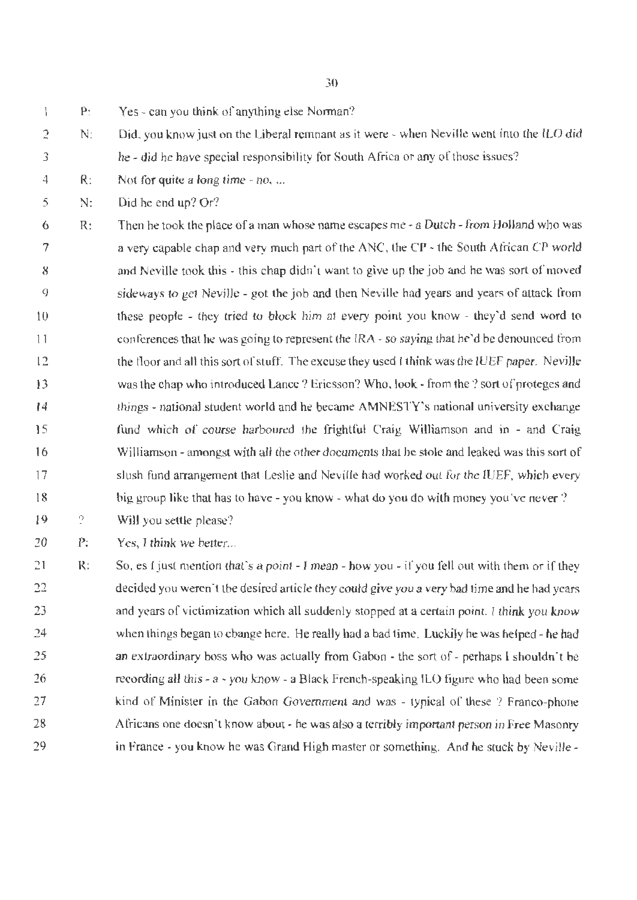P: Yes - can you think of anything else Norman?

N: Did, you know just on the Liberal remnant as it were - when Neville went into the ILO did he - did he have special responsibility for South Africa or any of those issues?

R: Not for quite a long time - no, ...

N: Did he end up? Or?

R: Then he took the place of a man whose name escapes me - a Dutch - from Holland who was a very capable chap and very much part of the ANC, the CP - the South African CP world and Neville took this - this chap didn't want to give up the job and he was sort of moved sideways to get Neville - got the job and then Neville had years and years of attack from these people - they tried to block him at every point you know - they'd send word to conferences that he was going to represent the IRA - so saying that he'd be denounced from the floor and all this sort of stuff. The excuse they used I think was the IUEF paper. Neville was the chap who introduced Lance ? Ericsson? Who, look - from the ? sort of proteges and things - national student world and he became AMNESTY's national university exchange fund which of course harboured the frightful Craig Williamson and in - and Craig Williamson - amongst with all the other documents that he stole and leaked was this sort of slush fund arrangement that Leslie and Neville had worked out for the IUEF, which every big group like that has to have - you know - what do you do with money you've never ?

?: Will you settle please?

P: Yes, I think we better...

R: So, es I just mention that's a point - I mean - how you - if you fell out with them or if they decided you weren't the desired article they could give you a very bad time and he had years and years of victimization which all suddenly stopped at a certain point. I think you know when things began to change here. He really had a bad time. Luckily he was helped - he had an extraordinary boss who was actually from Gabon - the sort of - perhaps I shouldn't be recording all this - a - you know - a Black French-speaking ILO figure who had been some kind of Minister in the Gabon Government and was - typical of these ? Franco-phone Africans one doesn't know about - he was also a terribly important person in Free Masonry in France - you know he was Grand High master or something. And he stuck by Neville -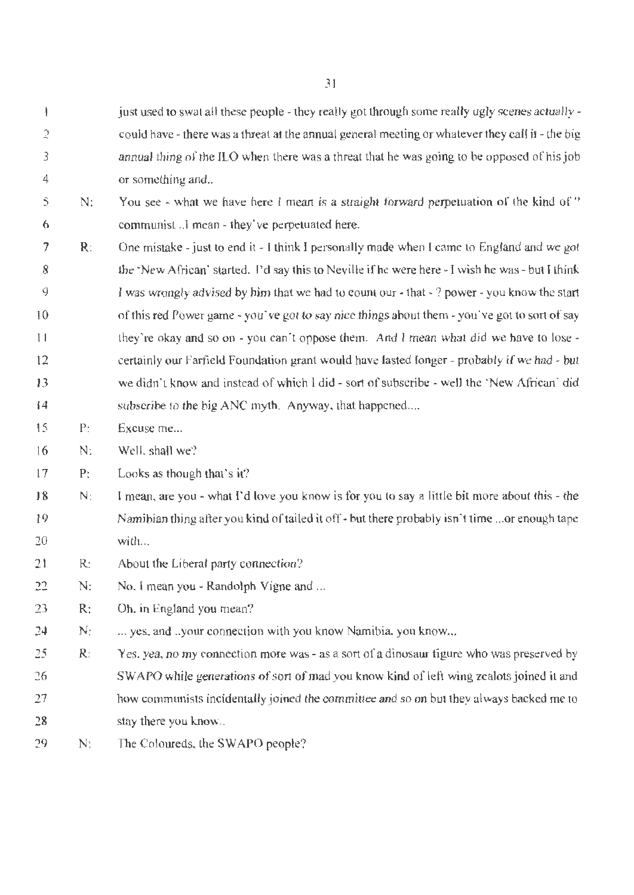1 just used to swat all these people - they really got through some really ugly scenes actually - could have - there was a threat at the annual general meeting or whatever they call it - the big annual thing of the ILO when there was a threat that he was going to be opposed of his job or something and..

5 N: You see - what we have here I mean is a straight forward perpetuation of the kind of " communist ..I mean - they've perpetuated here.

7 R: One mistake - just to end it - I think I personally made when I came to England and we got the 'New African' started. I'd say this to Neville if he were here - I wish he was - but I think I was wrongly advised by him that we had to count our - that - ? power - you know the start of this red Power game - you've got to say nice things about them - you've got to sort of say they're okay and so on - you can't oppose them. And I mean what did we have to lose - certainly our Farfield Foundation grant would have lasted longer - probably if we had - but we didn't know and instead of which I did - sort of subscribe - well the 'New African' did subscribe to the big ANC myth. Anyway, that happened....

15 P: Excuse me...

16 N: Well, shall we?

17 P: Looks as though that's it?

18 N: I mean, are you - what I'd love you know is for you to say a little bit more about this - the Namibian thing after you kind of tailed it off - but there probably isn't time ...or enough tape with...

21 R: About the Liberal party connection?

22 N: No. I mean you - Randolph Vigne and ...

23 R: Oh, in England you mean?

24 N: ... yes, and ..your connection with you know Namibia. you know...

25 R: Yes, yea, no my connection more was - as a sort of a dinosaur figure who was preserved by SWAPO while generations of sort of mad you know kind of left wing zealots joined it and how communists incidentally joined the committee and so on but they always backed me to stay there you know..

29 N: The Coloureds, the SWAPO people?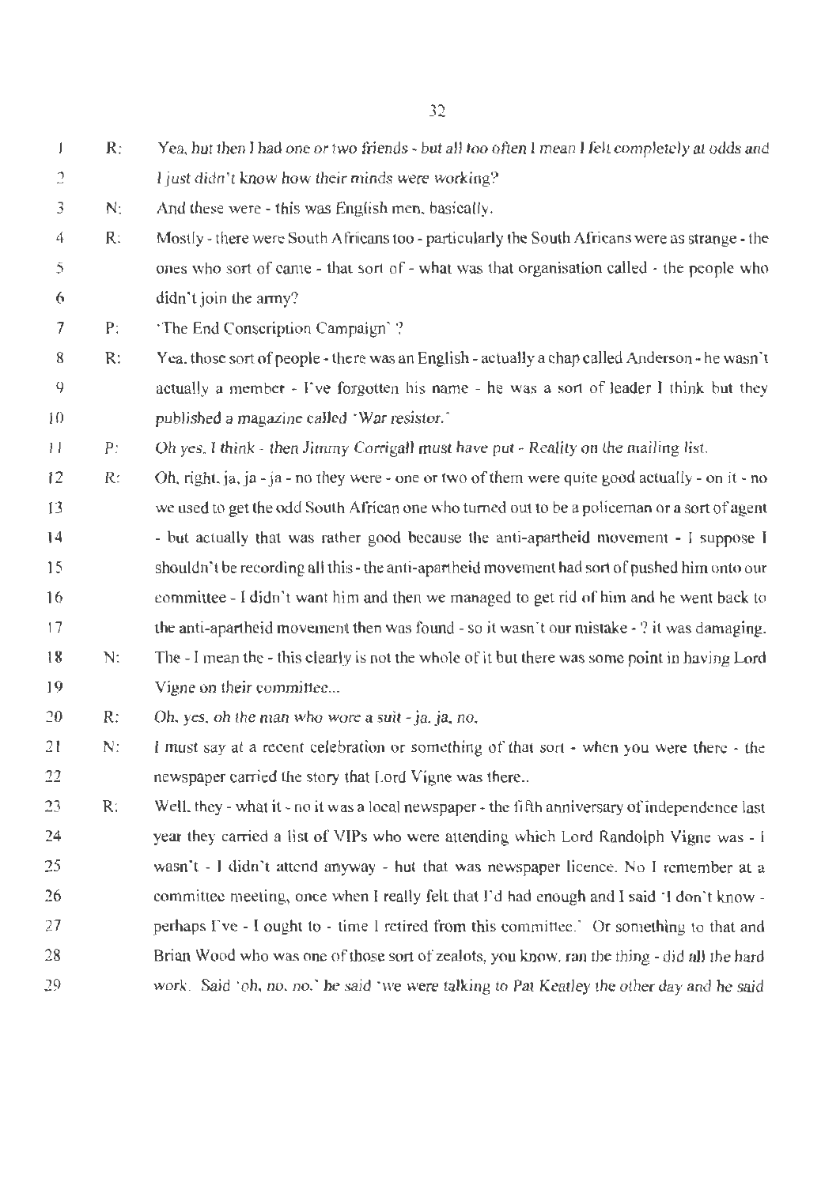R: Yea, but then I had one or two friends - but all too often I mean I felt completely at odds and I just didn't know how their minds were working?

N: And these were - this was English men, basically.

R: Mostly - there were South Africans too - particularly the South Africans were as strange - the ones who sort of came - that sort of - what was that organisation called - the people who didn't join the army?

P: 'The End Conscription Campaign' ?

R: Yea, those sort of people - there was an English - actually a chap called Anderson - he wasn't actually a member - I've forgotten his name - he was a sort of leader I think but they published a magazine called 'War resistor.'

P: Oh yes, I think - then Jimmy Corrigall must have put - Reality on the mailing list.

R: Oh, right, ja, ja - ja - no they were - one or two of them were quite good actually - on it - no we used to get the odd South African one who turned out to be a policeman or a sort of agent - but actually that was rather good because the anti-apartheid movement - I suppose I shouldn't be recording all this - the anti-apartheid movement had sort of pushed him onto our committee - I didn't want him and then we managed to get rid of him and he went back to the anti-apartheid movement then was found - so it wasn't our mistake - ? it was damaging.

N: The - I mean the - this clearly is not the whole of it but there was some point in having Lord Vigne on their committee...

R: Oh, yes, oh the man who wore a suit - ja, ja, no.

N: I must say at a recent celebration or something of that sort - when you were there - the newspaper carried the story that Lord Vigne was there..

R: Well, they - what it - no it was a local newspaper - the fifth anniversary of independence last year they carried a list of VIPs who were attending which Lord Randolph Vigne was - I wasn't - I didn't attend anyway - but that was newspaper licence. No I remember at a committee meeting, once when I really felt that I'd had enough and I said 'I don't know - perhaps I've - I ought to - time I retired from this committee.' Or something to that and Brian Wood who was one of those sort of zealots, you know, ran the thing - did all the hard work. Said 'oh, no, no.' he said 'we were talking to Pat Keatley the other day and he said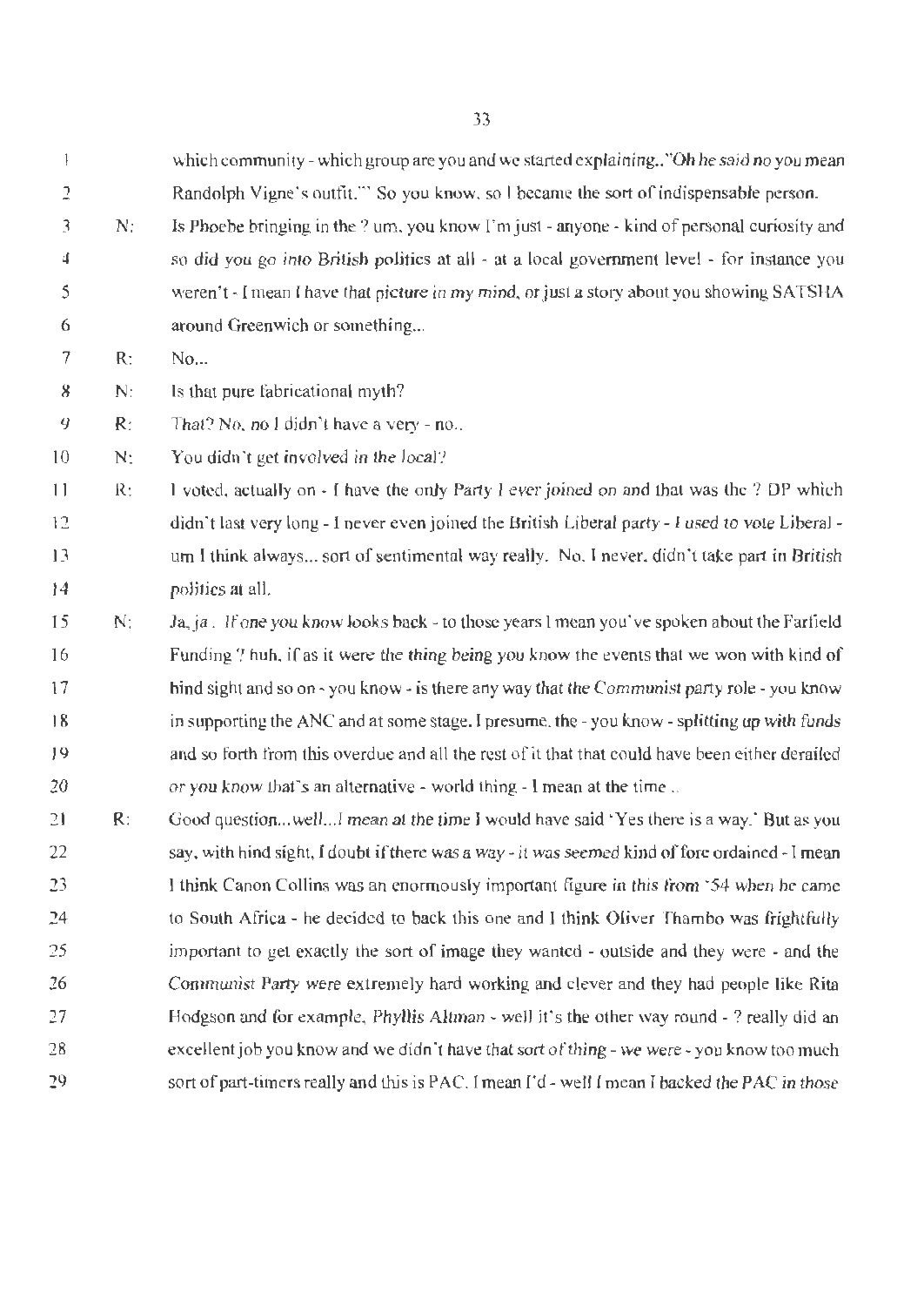which community - which group are you and we started explaining.."Oh he said no you mean Randolph Vigne's outfit."' So you know, so I became the sort of indispensable person.

N: Is Phoebe bringing in the ? um, you know I'm just - anyone - kind of personal curiosity and so did you go into British politics at all - at a local government level - for instance you weren't - I mean I have that picture in my mind, or just a story about you showing SATSHA around Greenwich or something...

R: No...

N: Is that pure fabricational myth?

R: That? No, no I didn't have a very - no..

N: You didn't get involved in the local?

R: I voted, actually on - I have the only Party I ever joined on and that was the ? DP which didn't last very long - I never even joined the British Liberal party - I used to vote Liberal - um I think always... sort of sentimental way really. No, I never, didn't take part in British politics at all.

N: Ja, ja. If one you know looks back - to those years I mean you've spoken about the Farfield Funding ? huh, if as it were the thing being you know the events that we won with kind of hind sight and so on - you know - is there any way that the Communist party role - you know in supporting the ANC and at some stage, I presume, the - you know - splitting up with funds and so forth from this overdue and all the rest of it that that could have been either derailed or you know that's an alternative - world thing - I mean at the time ..

R: Good question...well...I mean at the time I would have said 'Yes there is a way.' But as you say, with hind sight, I doubt if there was a way - it was seemed kind of fore ordained - I mean I think Canon Collins was an enormously important figure in this from '54 when he came to South Africa - he decided to back this one and I think Oliver Thambo was frightfully important to get exactly the sort of image they wanted - outside and they were - and the Communist Party were extremely hard working and clever and they had people like Rita Hodgson and for example, Phyllis Altman - well it's the other way round - ? really did an excellent job you know and we didn't have that sort of thing - we were - you know too much sort of part-timers really and this is PAC. I mean I'd - well I mean I backed the PAC in those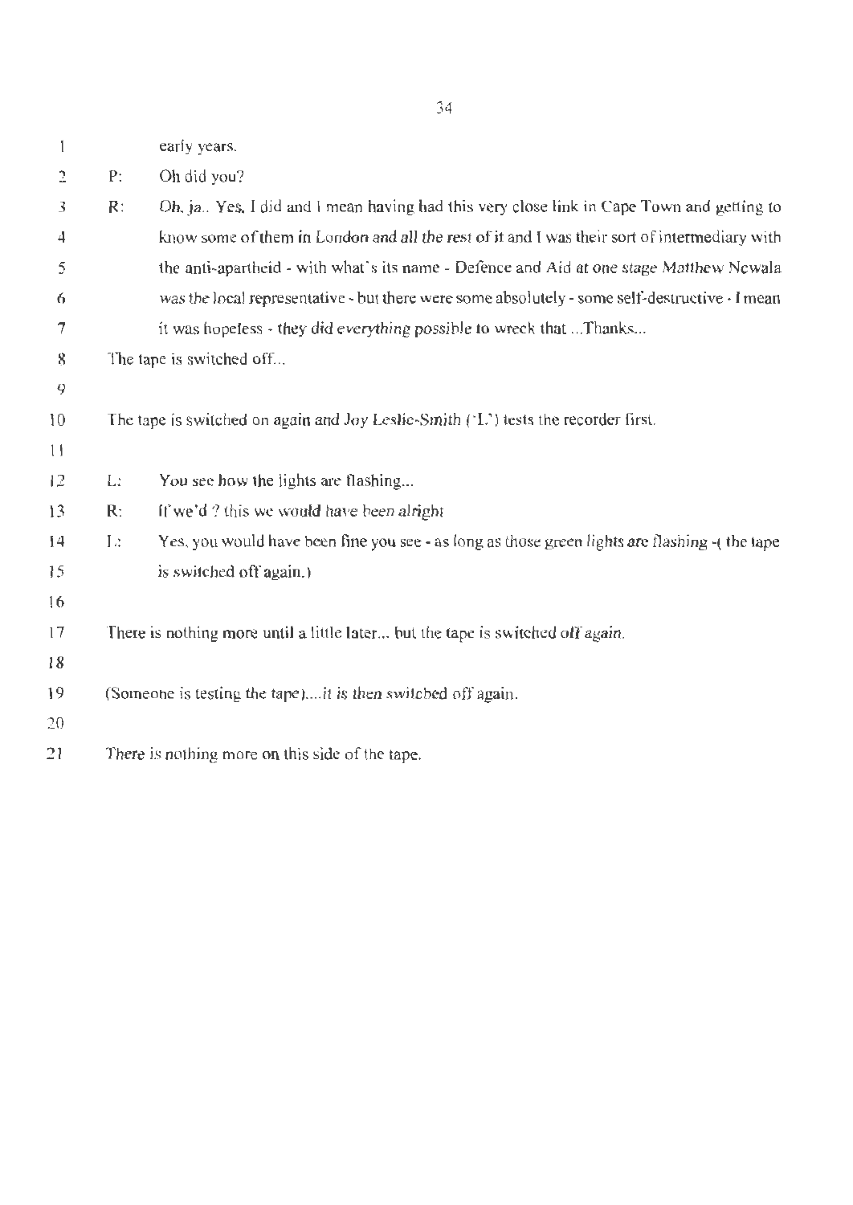early years.

P: Oh did you?

R: Oh, ja.. Yes, I did and I mean having had this very close link in Cape Town and getting to know some of them in London and all the rest of it and I was their sort of intermediary with the anti-apartheid - with what's its name - Defence and Aid at one stage Matthew Ncwala was the local representative - but there were some absolutely - some self-destructive - I mean it was hopeless - they did everything possible to wreck that ...Thanks...

The tape is switched off...

The tape is switched on again and Joy Leslie-Smith ('L') tests the recorder first.

L: You see how the lights are flashing...

R: If we'd ? this we would have been alright

L: Yes, you would have been fine you see - as long as those green lights are flashing -( the tape is switched off again.)

There is nothing more until a little later... but the tape is switched off again.

(Someone is testing the tape)....it is then switched off again.

There is nothing more on this side of the tape.